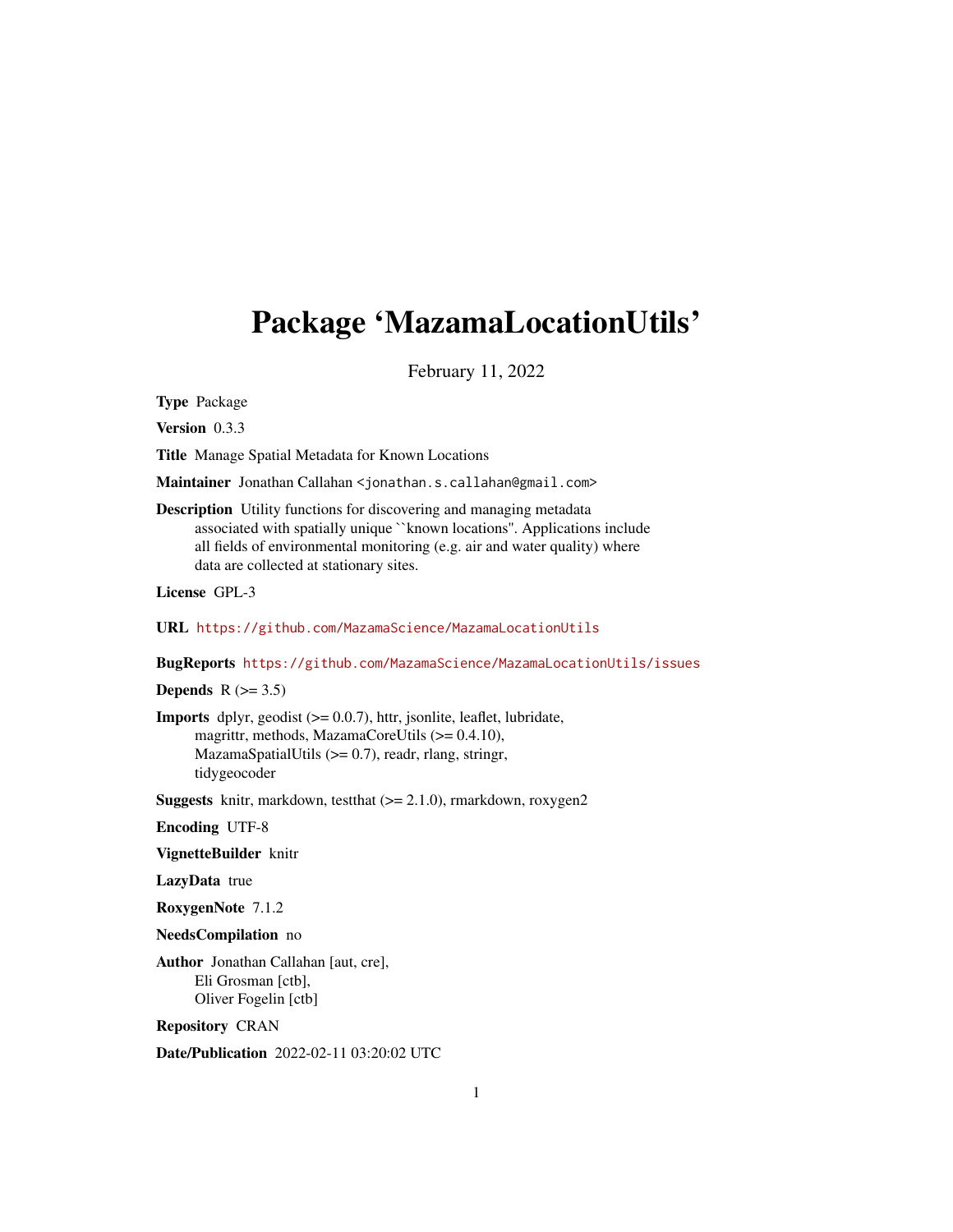# Package 'MazamaLocationUtils'

February 11, 2022

**Type** Package

**Version** 0.3.3

**Title** Manage Spatial Metadata for Known Locations

**Maintainer** Jonathan Callahan <jonathan.s.callahan@gmail.com>

**Description** Utility functions for discovering and managing metadata associated with spatially unique ``known locations''. Applications include all fields of environmental monitoring (e.g. air and water quality) where data are collected at stationary sites.

**License** GPL-3

**URL** https://github.com/MazamaScience/MazamaLocationUtils

**BugReports** https://github.com/MazamaScience/MazamaLocationUtils/issues

**Depends** R (>= 3.5)

**Imports** dplyr, geodist (>= 0.0.7), httr, jsonlite, leaflet, lubridate, magrittr, methods, MazamaCoreUtils (>= 0.4.10), MazamaSpatialUtils (>= 0.7), readr, rlang, stringr, tidygeocoder

**Suggests** knitr, markdown, testthat (>= 2.1.0), rmarkdown, roxygen2

**Encoding** UTF-8

**VignetteBuilder** knitr

**LazyData** true

**RoxygenNote** 7.1.2

**NeedsCompilation** no

**Author** Jonathan Callahan [aut, cre],
Eli Grosman [ctb],
Oliver Fogelin [ctb]

**Repository** CRAN

**Date/Publication** 2022-02-11 03:20:02 UTC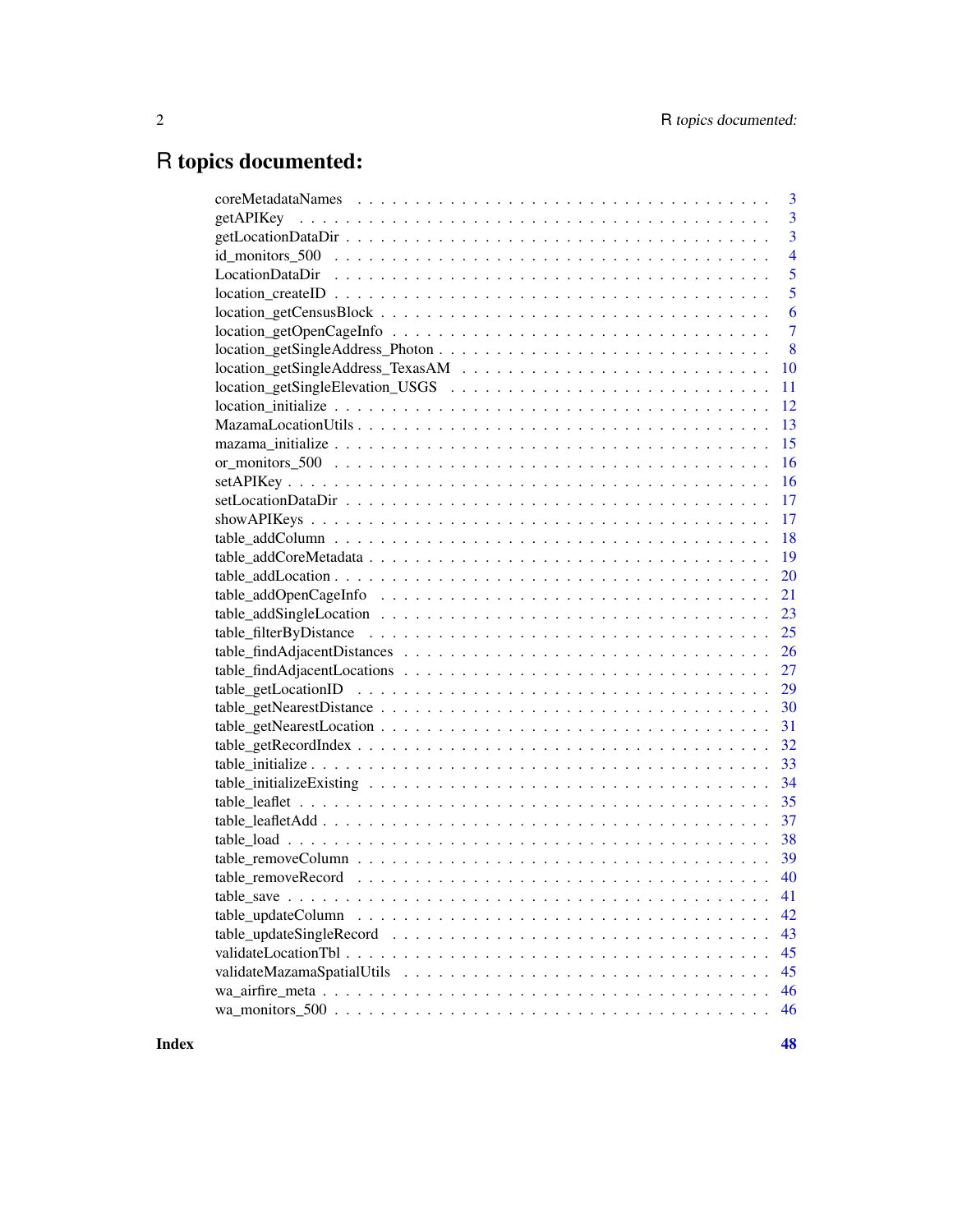# R topics documented:

| | |
|---|---|
| coreMetadataNames | 3 |
| getAPIKey | 3 |
| getLocationDataDir | 3 |
| id_monitors_500 | 4 |
| LocationDataDir | 5 |
| location_createID | 5 |
| location_getCensusBlock | 6 |
| location_getOpenCageInfo | 7 |
| location_getSingleAddress_Photon | 8 |
| location_getSingleAddress_TexasAM | 10 |
| location_getSingleElevation_USGS | 11 |
| location_initialize | 12 |
| MazamaLocationUtils | 13 |
| mazama_initialize | 15 |
| or_monitors_500 | 16 |
| setAPIKey | 16 |
| setLocationDataDir | 17 |
| showAPIKeys | 17 |
| table_addColumn | 18 |
| table_addCoreMetadata | 19 |
| table_addLocation | 20 |
| table_addOpenCageInfo | 21 |
| table_addSingleLocation | 23 |
| table_filterByDistance | 25 |
| table_findAdjacentDistances | 26 |
| table_findAdjacentLocations | 27 |
| table_getLocationID | 29 |
| table_getNearestDistance | 30 |
| table_getNearestLocation | 31 |
| table_getRecordIndex | 32 |
| table_initialize | 33 |
| table_initializeExisting | 34 |
| table_leaflet | 35 |
| table_leafletAdd | 37 |
| table_load | 38 |
| table_removeColumn | 39 |
| table_removeRecord | 40 |
| table_save | 41 |
| table_updateColumn | 42 |
| table_updateSingleRecord | 43 |
| validateLocationTbl | 45 |
| validateMazamaSpatialUtils | 45 |
| wa_airfire_meta | 46 |
| wa_monitors_500 | 46 |

**Index** **48**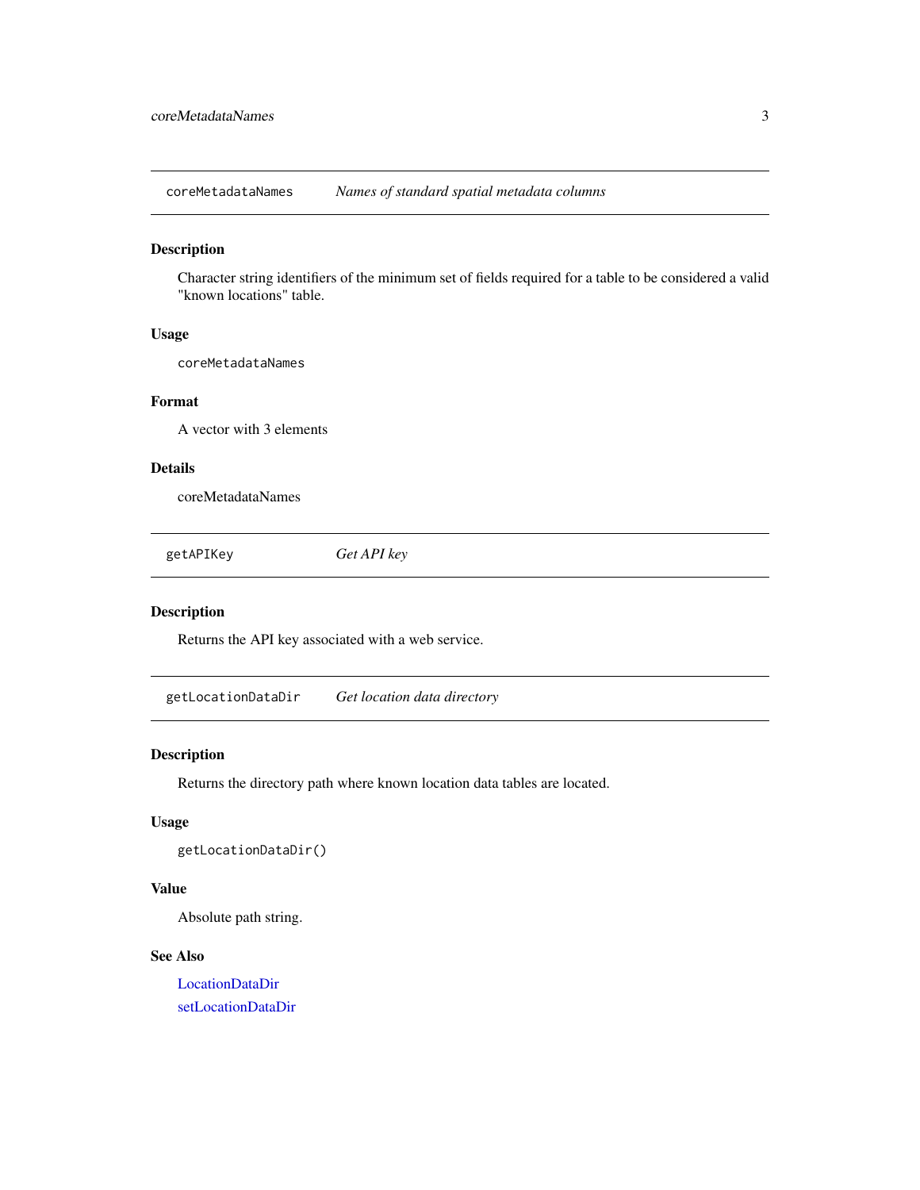## coreMetadataNames — *Names of standard spatial metadata columns*

### Description

Character string identifiers of the minimum set of fields required for a table to be considered a valid "known locations" table.

### Usage

```
coreMetadataNames
```

### Format

A vector with 3 elements

### Details

coreMetadataNames

## getAPIKey — *Get API key*

### Description

Returns the API key associated with a web service.

## getLocationDataDir — *Get location data directory*

### Description

Returns the directory path where known location data tables are located.

### Usage

```
getLocationDataDir()
```

### Value

Absolute path string.

### See Also

LocationDataDir

setLocationDataDir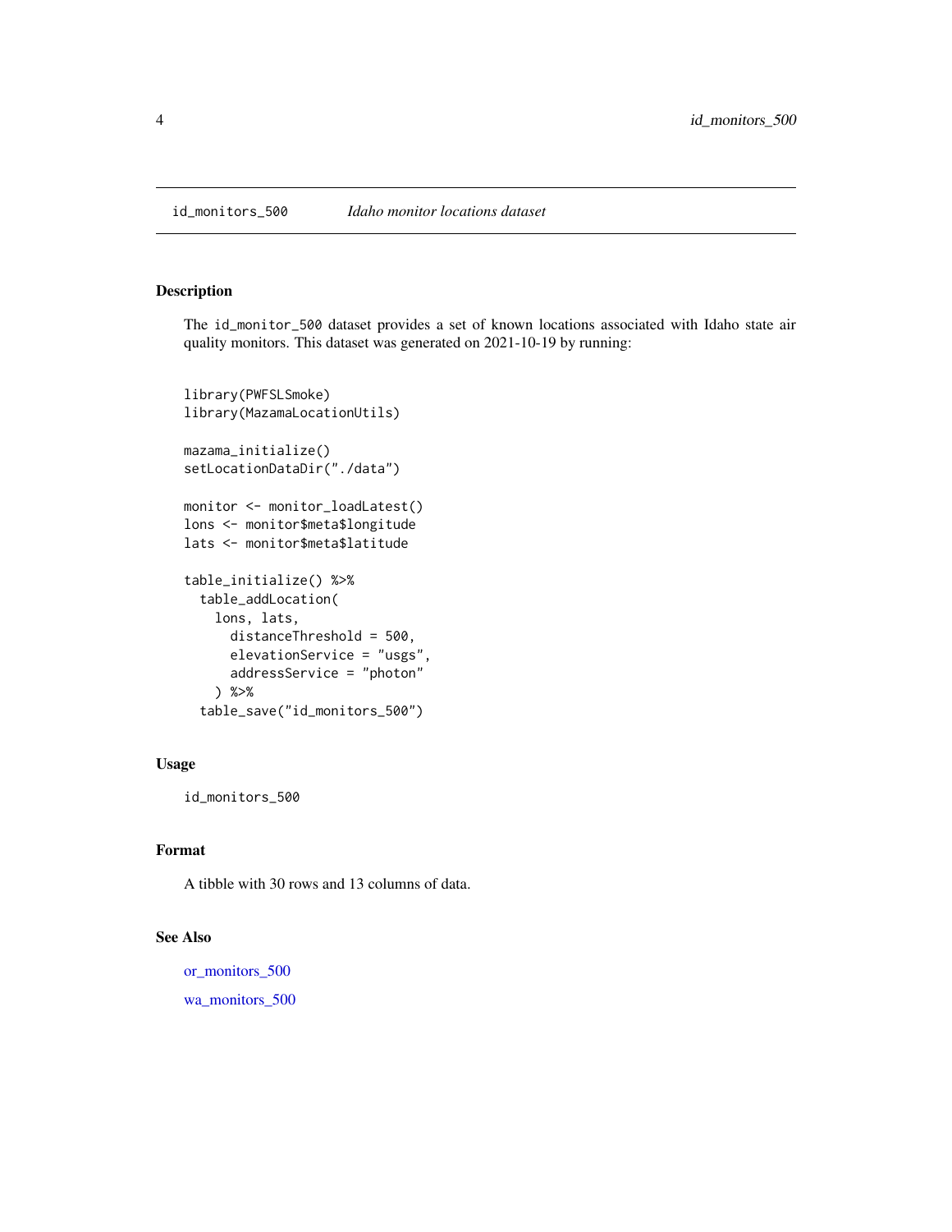## id_monitors_500 — *Idaho monitor locations dataset*

### Description

The `id_monitor_500` dataset provides a set of known locations associated with Idaho state air quality monitors. This dataset was generated on 2021-10-19 by running:

```
library(PWFSLSmoke)
library(MazamaLocationUtils)

mazama_initialize()
setLocationDataDir("./data")

monitor <- monitor_loadLatest()
lons <- monitor$meta$longitude
lats <- monitor$meta$latitude

table_initialize() %>%
  table_addLocation(
    lons, lats,
      distanceThreshold = 500,
      elevationService = "usgs",
      addressService = "photon"
    ) %>%
  table_save("id_monitors_500")
```

### Usage

```
id_monitors_500
```

### Format

A tibble with 30 rows and 13 columns of data.

### See Also

or_monitors_500

wa_monitors_500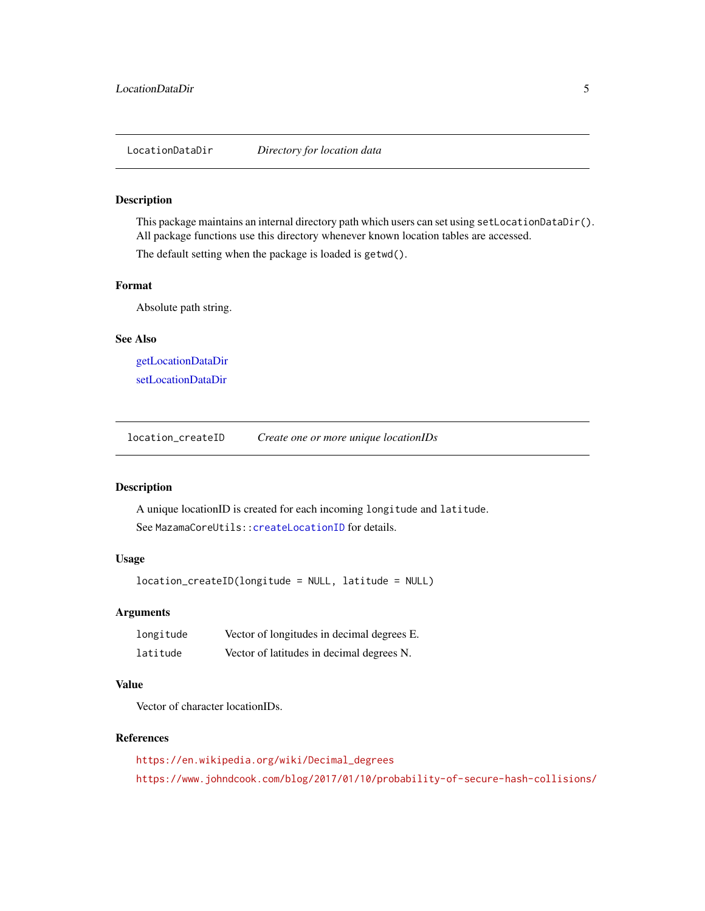## LocationDataDir — *Directory for location data*

### Description

This package maintains an internal directory path which users can set using `setLocationDataDir()`. All package functions use this directory whenever known location tables are accessed.

The default setting when the package is loaded is `getwd()`.

### Format

Absolute path string.

### See Also

getLocationDataDir

setLocationDataDir

## location_createID — *Create one or more unique locationIDs*

### Description

A unique locationID is created for each incoming `longitude` and `latitude`.

See `MazamaCoreUtils::createLocationID` for details.

### Usage

```
location_createID(longitude = NULL, latitude = NULL)
```

### Arguments

| | |
|---|---|
| `longitude` | Vector of longitudes in decimal degrees E. |
| `latitude` | Vector of latitudes in decimal degrees N. |

### Value

Vector of character locationIDs.

### References

https://en.wikipedia.org/wiki/Decimal_degrees

https://www.johndcook.com/blog/2017/01/10/probability-of-secure-hash-collisions/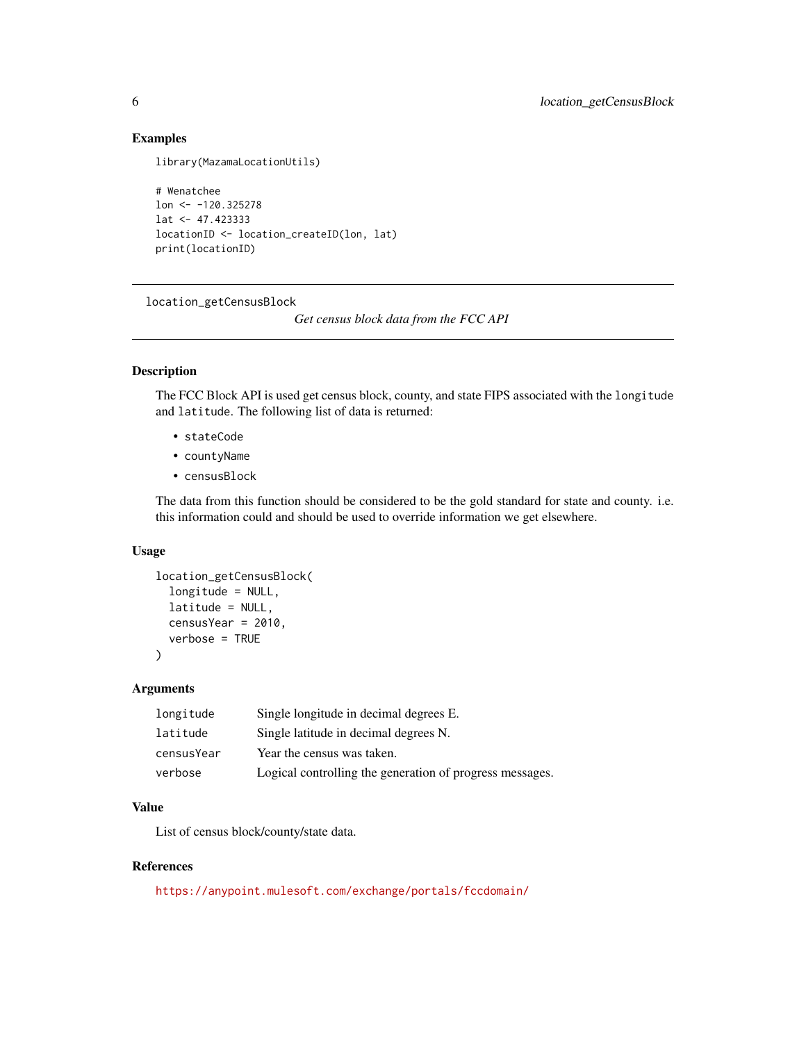## Examples

```
library(MazamaLocationUtils)

# Wenatchee
lon <- -120.325278
lat <- 47.423333
locationID <- location_createID(lon, lat)
print(locationID)
```

---

# location_getCensusBlock

*Get census block data from the FCC API*

---

## Description

The FCC Block API is used get census block, county, and state FIPS associated with the `longitude` and `latitude`. The following list of data is returned:

- `stateCode`
- `countyName`
- `censusBlock`

The data from this function should be considered to be the gold standard for state and county. i.e. this information could and should be used to override information we get elsewhere.

## Usage

```
location_getCensusBlock(
  longitude = NULL,
  latitude = NULL,
  censusYear = 2010,
  verbose = TRUE
)
```

## Arguments

| | |
|---|---|
| `longitude` | Single longitude in decimal degrees E. |
| `latitude` | Single latitude in decimal degrees N. |
| `censusYear` | Year the census was taken. |
| `verbose` | Logical controlling the generation of progress messages. |

## Value

List of census block/county/state data.

## References

https://anypoint.mulesoft.com/exchange/portals/fccdomain/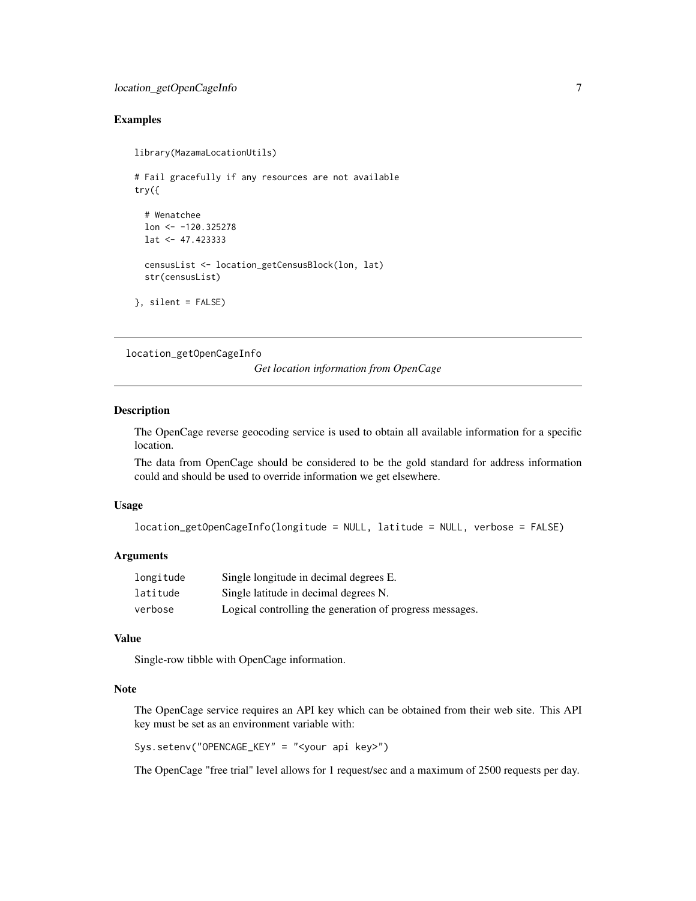### Examples

```
library(MazamaLocationUtils)

# Fail gracefully if any resources are not available
try({

  # Wenatchee
  lon <- -120.325278
  lat <- 47.423333

  censusList <- location_getCensusBlock(lon, lat)
  str(censusList)

}, silent = FALSE)
```

---

## location_getOpenCageInfo

*Get location information from OpenCage*

---

### Description

The OpenCage reverse geocoding service is used to obtain all available information for a specific location.

The data from OpenCage should be considered to be the gold standard for address information could and should be used to override information we get elsewhere.

### Usage

```
location_getOpenCageInfo(longitude = NULL, latitude = NULL, verbose = FALSE)
```

### Arguments

| | |
|---|---|
| `longitude` | Single longitude in decimal degrees E. |
| `latitude` | Single latitude in decimal degrees N. |
| `verbose` | Logical controlling the generation of progress messages. |

### Value

Single-row tibble with OpenCage information.

### Note

The OpenCage service requires an API key which can be obtained from their web site. This API key must be set as an environment variable with:

```
Sys.setenv("OPENCAGE_KEY" = "<your api key>")
```

The OpenCage "free trial" level allows for 1 request/sec and a maximum of 2500 requests per day.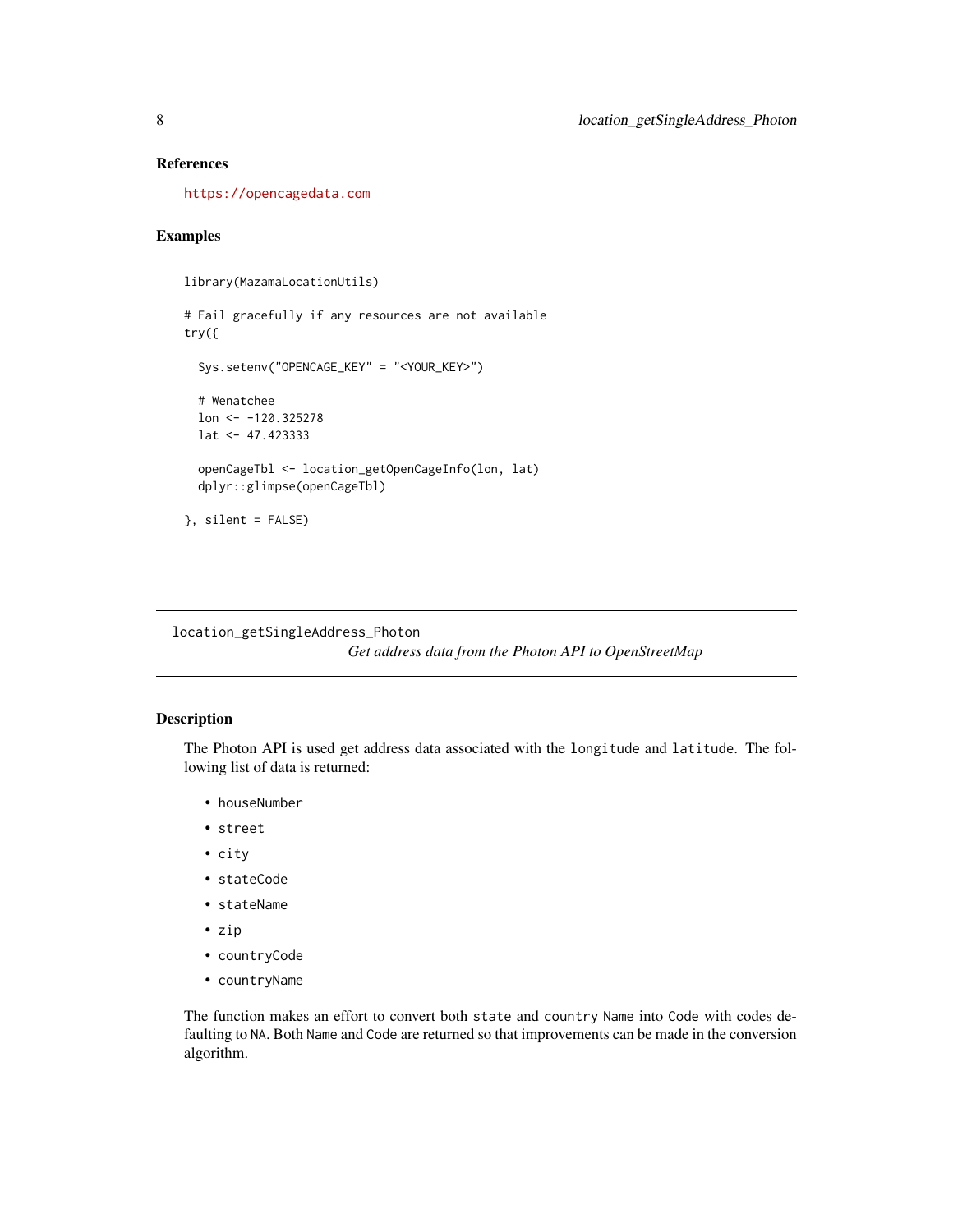## References

https://opencagedata.com

## Examples

```
library(MazamaLocationUtils)

# Fail gracefully if any resources are not available
try({

  Sys.setenv("OPENCAGE_KEY" = "<YOUR_KEY>")

  # Wenatchee
  lon <- -120.325278
  lat <- 47.423333

  openCageTbl <- location_getOpenCageInfo(lon, lat)
  dplyr::glimpse(openCageTbl)

}, silent = FALSE)
```

---

# location_getSingleAddress_Photon

*Get address data from the Photon API to OpenStreetMap*

---

## Description

The Photon API is used get address data associated with the `longitude` and `latitude`. The following list of data is returned:

- `houseNumber`
- `street`
- `city`
- `stateCode`
- `stateName`
- `zip`
- `countryCode`
- `countryName`

The function makes an effort to convert both `state` and `country` `Name` into `Code` with codes defaulting to `NA`. Both `Name` and `Code` are returned so that improvements can be made in the conversion algorithm.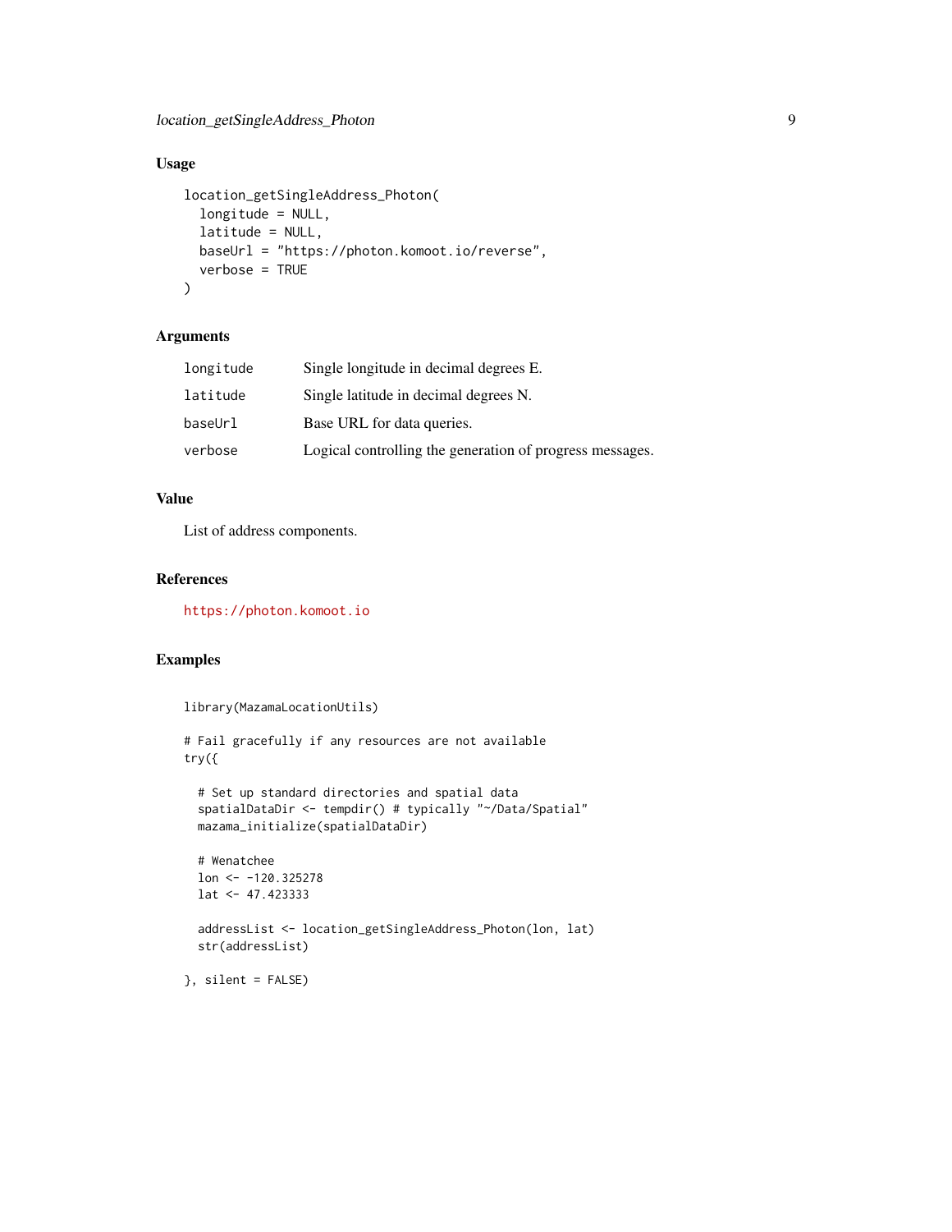## Usage

```
location_getSingleAddress_Photon(
  longitude = NULL,
  latitude = NULL,
  baseUrl = "https://photon.komoot.io/reverse",
  verbose = TRUE
)
```

## Arguments

| | |
|---|---|
| `longitude` | Single longitude in decimal degrees E. |
| `latitude` | Single latitude in decimal degrees N. |
| `baseUrl` | Base URL for data queries. |
| `verbose` | Logical controlling the generation of progress messages. |

## Value

List of address components.

## References

https://photon.komoot.io

## Examples

```
library(MazamaLocationUtils)

# Fail gracefully if any resources are not available
try({

  # Set up standard directories and spatial data
  spatialDataDir <- tempdir() # typically "~/Data/Spatial"
  mazama_initialize(spatialDataDir)

  # Wenatchee
  lon <- -120.325278
  lat <- 47.423333

  addressList <- location_getSingleAddress_Photon(lon, lat)
  str(addressList)

}, silent = FALSE)
```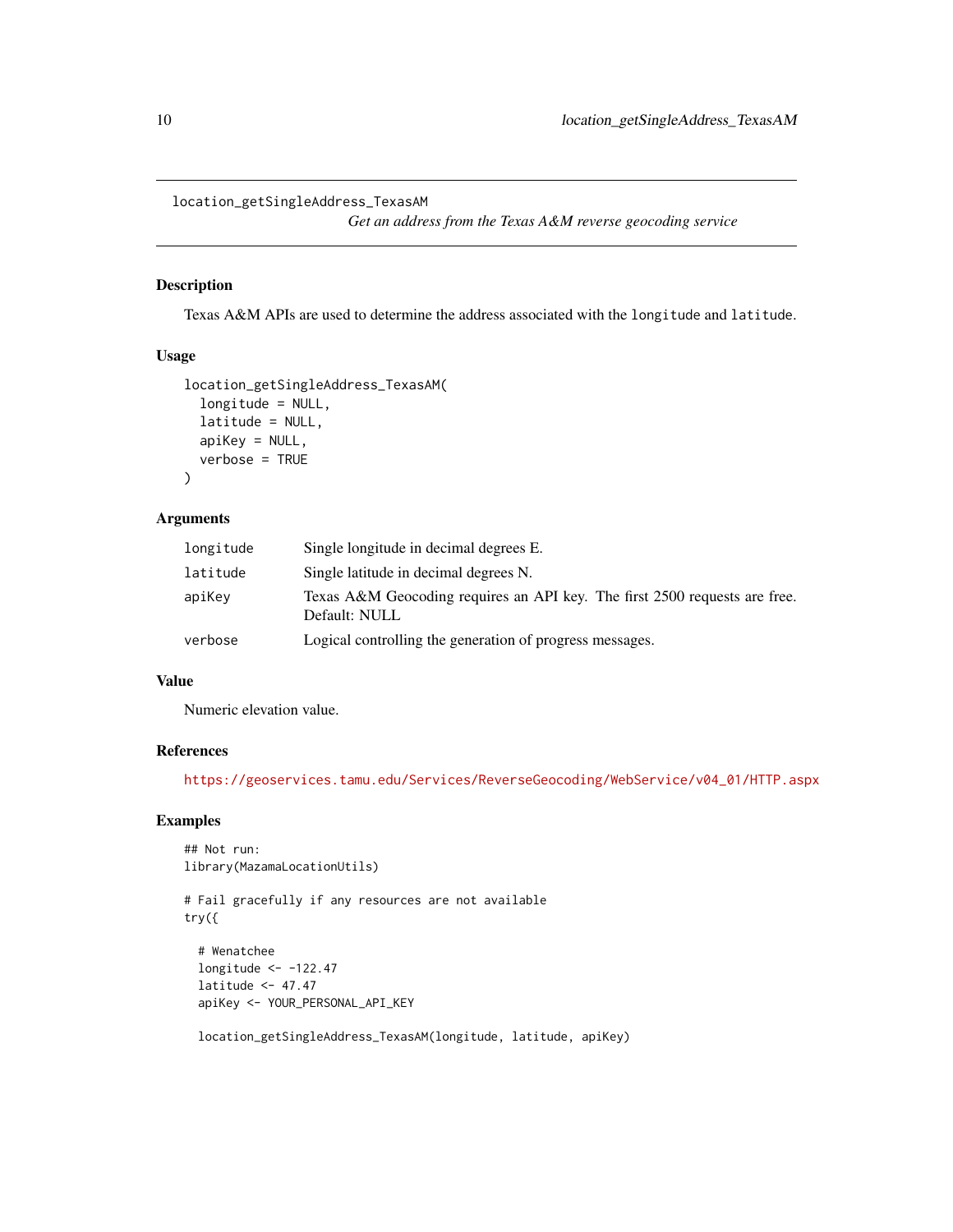## location_getSingleAddress_TexasAM

*Get an address from the Texas A&M reverse geocoding service*

### Description

Texas A&M APIs are used to determine the address associated with the `longitude` and `latitude`.

### Usage

```
location_getSingleAddress_TexasAM(
  longitude = NULL,
  latitude = NULL,
  apiKey = NULL,
  verbose = TRUE
)
```

### Arguments

| | |
|---|---|
| `longitude` | Single longitude in decimal degrees E. |
| `latitude` | Single latitude in decimal degrees N. |
| `apiKey` | Texas A&M Geocoding requires an API key. The first 2500 requests are free. Default: NULL |
| `verbose` | Logical controlling the generation of progress messages. |

### Value

Numeric elevation value.

### References

https://geoservices.tamu.edu/Services/ReverseGeocoding/WebService/v04_01/HTTP.aspx

### Examples

```
## Not run:
library(MazamaLocationUtils)

# Fail gracefully if any resources are not available
try({

  # Wenatchee
  longitude <- -122.47
  latitude <- 47.47
  apiKey <- YOUR_PERSONAL_API_KEY

  location_getSingleAddress_TexasAM(longitude, latitude, apiKey)
```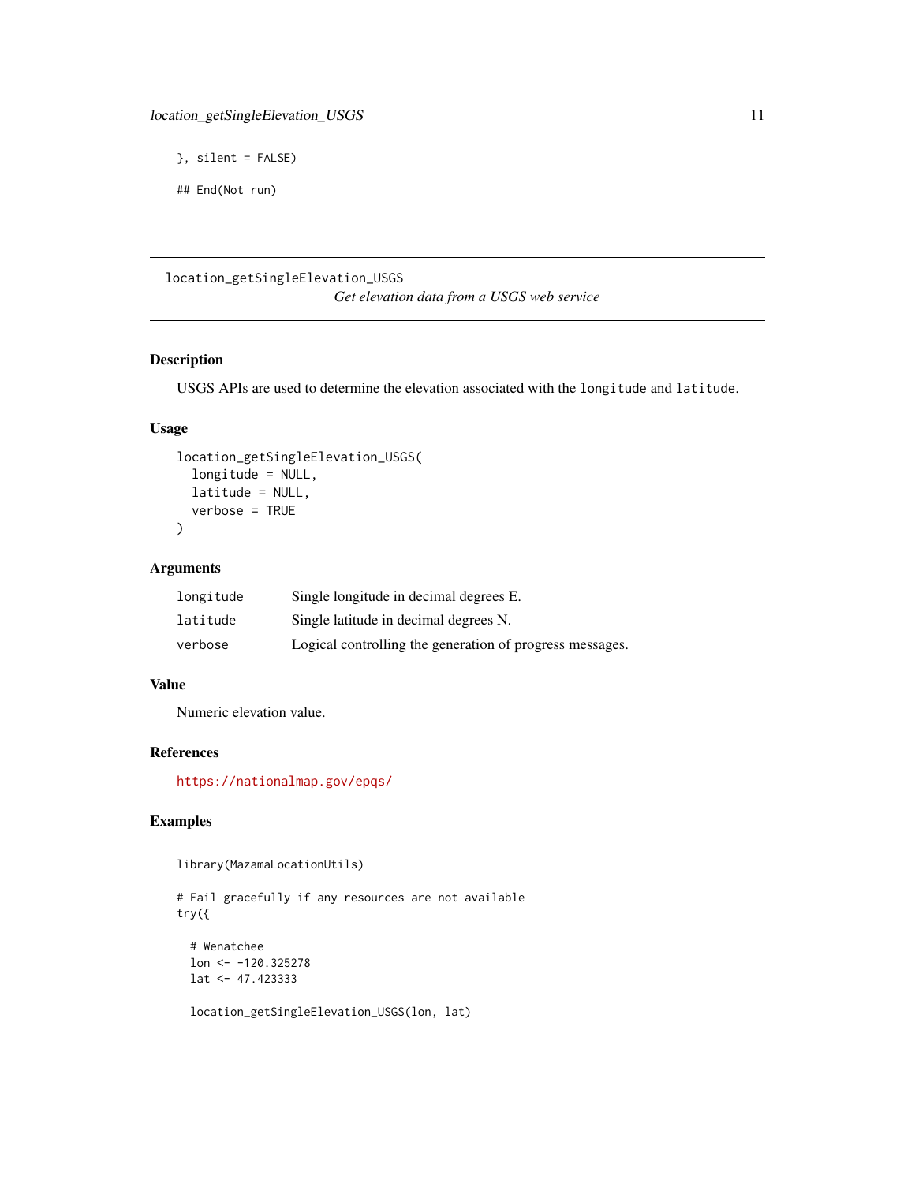```
}, silent = FALSE)

## End(Not run)
```

---

## location_getSingleElevation_USGS

*Get elevation data from a USGS web service*

### Description

USGS APIs are used to determine the elevation associated with the `longitude` and `latitude`.

### Usage

```
location_getSingleElevation_USGS(
  longitude = NULL,
  latitude = NULL,
  verbose = TRUE
)
```

### Arguments

| | |
|---|---|
| `longitude` | Single longitude in decimal degrees E. |
| `latitude` | Single latitude in decimal degrees N. |
| `verbose` | Logical controlling the generation of progress messages. |

### Value

Numeric elevation value.

### References

https://nationalmap.gov/epqs/

### Examples

```
library(MazamaLocationUtils)

# Fail gracefully if any resources are not available
try({

  # Wenatchee
  lon <- -120.325278
  lat <- 47.423333

  location_getSingleElevation_USGS(lon, lat)
```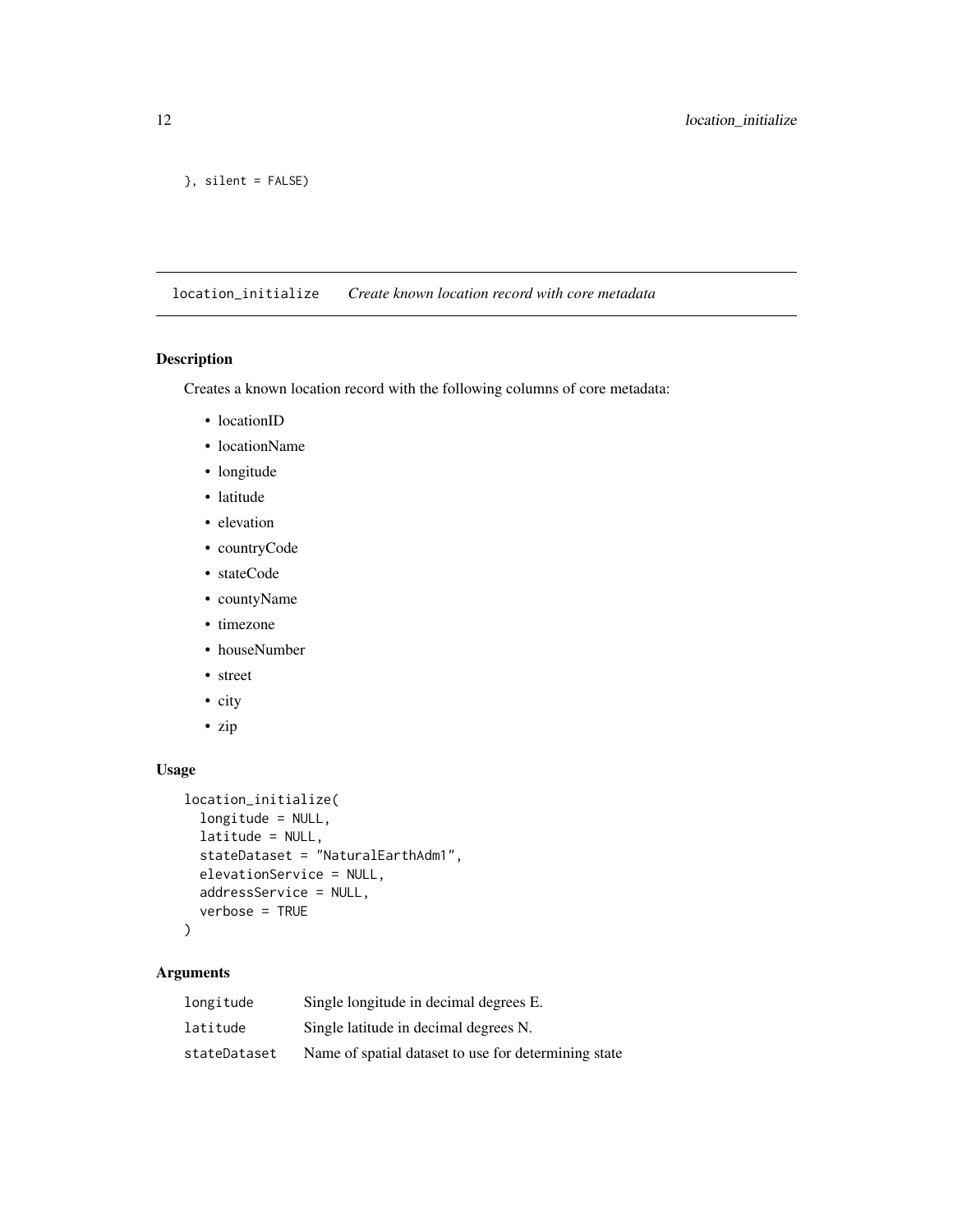```
}, silent = FALSE)
```

## location_initialize *Create known location record with core metadata*

### Description

Creates a known location record with the following columns of core metadata:

- locationID
- locationName
- longitude
- latitude
- elevation
- countryCode
- stateCode
- countyName
- timezone
- houseNumber
- street
- city
- zip

### Usage

```
location_initialize(
  longitude = NULL,
  latitude = NULL,
  stateDataset = "NaturalEarthAdm1",
  elevationService = NULL,
  addressService = NULL,
  verbose = TRUE
)
```

### Arguments

| | |
|---|---|
| `longitude` | Single longitude in decimal degrees E. |
| `latitude` | Single latitude in decimal degrees N. |
| `stateDataset` | Name of spatial dataset to use for determining state |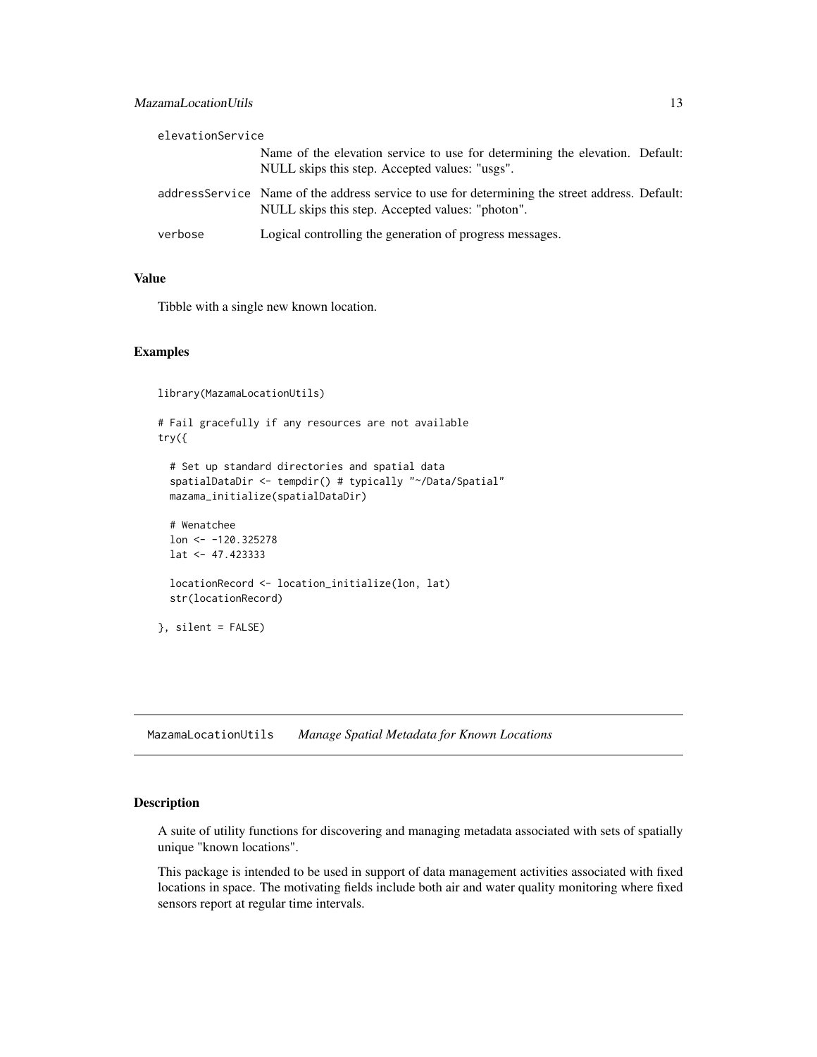elevationService
: Name of the elevation service to use for determining the elevation. Default: NULL skips this step. Accepted values: "usgs".

addressService
: Name of the address service to use for determining the street address. Default: NULL skips this step. Accepted values: "photon".

verbose
: Logical controlling the generation of progress messages.

### Value

Tibble with a single new known location.

### Examples

```
library(MazamaLocationUtils)

# Fail gracefully if any resources are not available
try({

  # Set up standard directories and spatial data
  spatialDataDir <- tempdir() # typically "~/Data/Spatial"
  mazama_initialize(spatialDataDir)

  # Wenatchee
  lon <- -120.325278
  lat <- 47.423333

  locationRecord <- location_initialize(lon, lat)
  str(locationRecord)

}, silent = FALSE)
```

---

## MazamaLocationUtils *Manage Spatial Metadata for Known Locations*

### Description

A suite of utility functions for discovering and managing metadata associated with sets of spatially unique "known locations".

This package is intended to be used in support of data management activities associated with fixed locations in space. The motivating fields include both air and water quality monitoring where fixed sensors report at regular time intervals.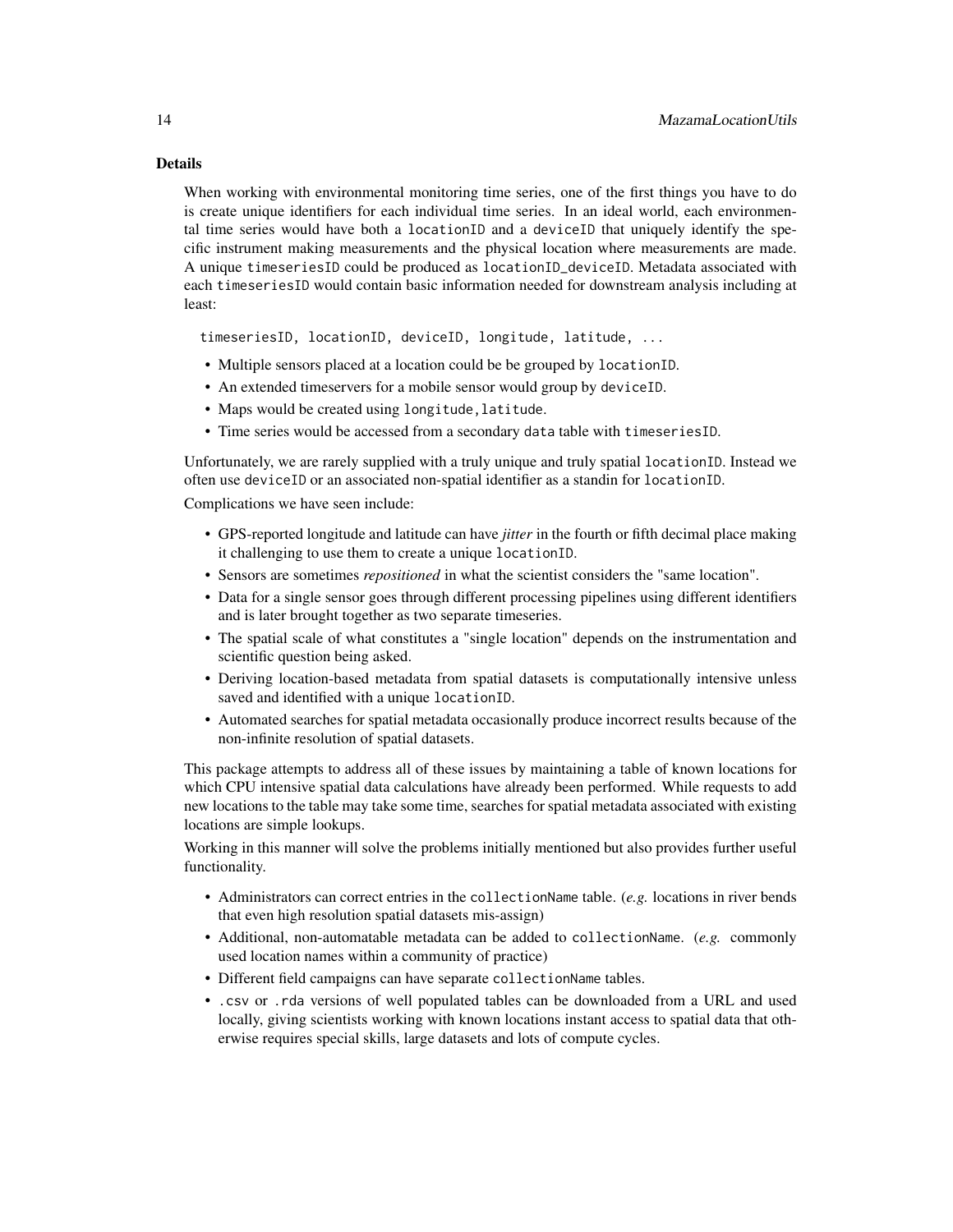### Details

When working with environmental monitoring time series, one of the first things you have to do is create unique identifiers for each individual time series. In an ideal world, each environmental time series would have both a `locationID` and a `deviceID` that uniquely identify the specific instrument making measurements and the physical location where measurements are made. A unique `timeseriesID` could be produced as `locationID_deviceID`. Metadata associated with each `timeseriesID` would contain basic information needed for downstream analysis including at least:

```
timeseriesID, locationID, deviceID, longitude, latitude, ...
```

- Multiple sensors placed at a location could be be grouped by `locationID`.
- An extended timeservers for a mobile sensor would group by `deviceID`.
- Maps would be created using `longitude,latitude`.
- Time series would be accessed from a secondary `data` table with `timeseriesID`.

Unfortunately, we are rarely supplied with a truly unique and truly spatial `locationID`. Instead we often use `deviceID` or an associated non-spatial identifier as a standin for `locationID`.

Complications we have seen include:

- GPS-reported longitude and latitude can have *jitter* in the fourth or fifth decimal place making it challenging to use them to create a unique `locationID`.
- Sensors are sometimes *repositioned* in what the scientist considers the "same location".
- Data for a single sensor goes through different processing pipelines using different identifiers and is later brought together as two separate timeseries.
- The spatial scale of what constitutes a "single location" depends on the instrumentation and scientific question being asked.
- Deriving location-based metadata from spatial datasets is computationally intensive unless saved and identified with a unique `locationID`.
- Automated searches for spatial metadata occasionally produce incorrect results because of the non-infinite resolution of spatial datasets.

This package attempts to address all of these issues by maintaining a table of known locations for which CPU intensive spatial data calculations have already been performed. While requests to add new locations to the table may take some time, searches for spatial metadata associated with existing locations are simple lookups.

Working in this manner will solve the problems initially mentioned but also provides further useful functionality.

- Administrators can correct entries in the `collectionName` table. (*e.g.* locations in river bends that even high resolution spatial datasets mis-assign)
- Additional, non-automatable metadata can be added to `collectionName`. (*e.g.* commonly used location names within a community of practice)
- Different field campaigns can have separate `collectionName` tables.
- `.csv` or `.rda` versions of well populated tables can be downloaded from a URL and used locally, giving scientists working with known locations instant access to spatial data that otherwise requires special skills, large datasets and lots of compute cycles.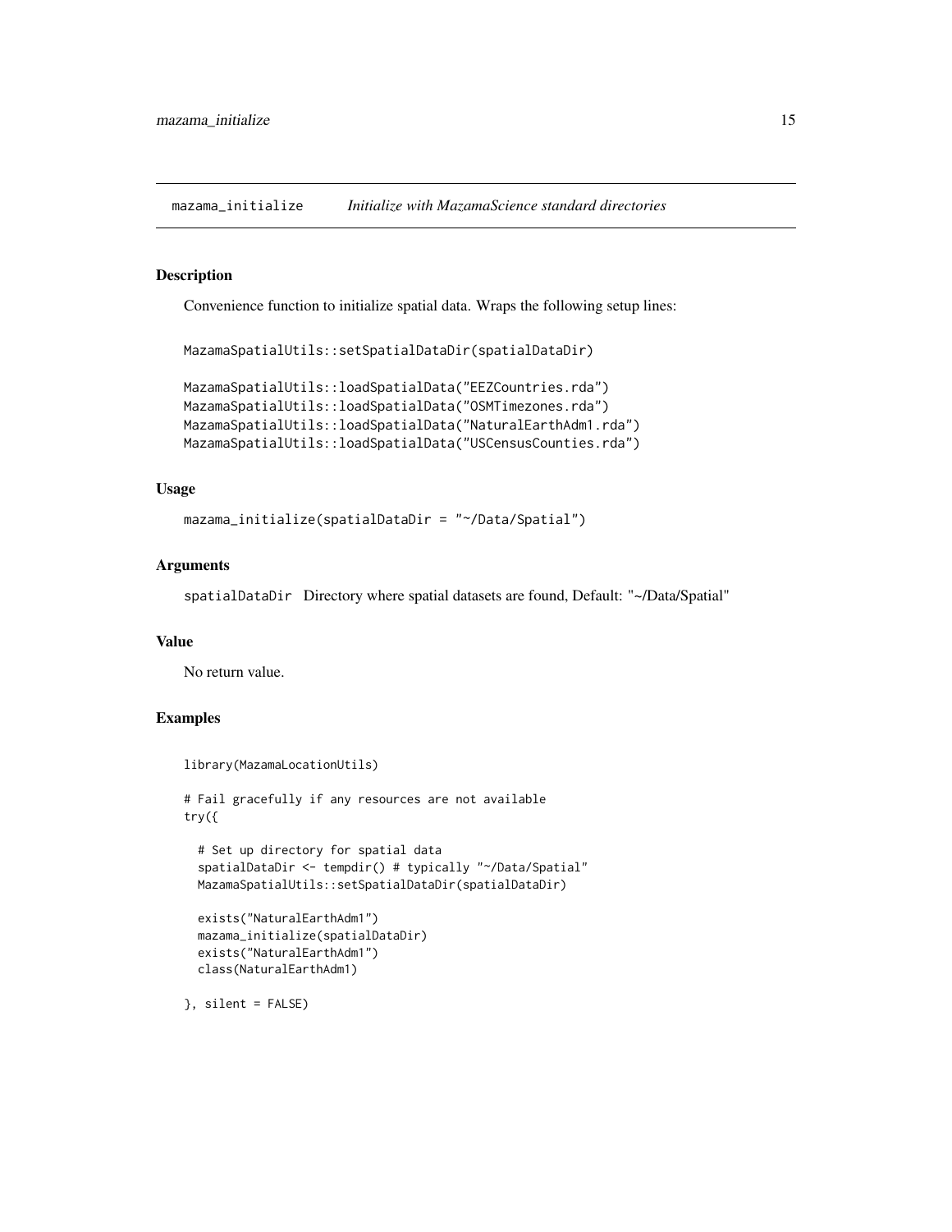## mazama_initialize *Initialize with MazamaScience standard directories*

### Description

Convenience function to initialize spatial data. Wraps the following setup lines:

```
MazamaSpatialUtils::setSpatialDataDir(spatialDataDir)

MazamaSpatialUtils::loadSpatialData("EEZCountries.rda")
MazamaSpatialUtils::loadSpatialData("OSMTimezones.rda")
MazamaSpatialUtils::loadSpatialData("NaturalEarthAdm1.rda")
MazamaSpatialUtils::loadSpatialData("USCensusCounties.rda")
```

### Usage

```
mazama_initialize(spatialDataDir = "~/Data/Spatial")
```

### Arguments

`spatialDataDir` Directory where spatial datasets are found, Default: "~/Data/Spatial"

### Value

No return value.

### Examples

```
library(MazamaLocationUtils)

# Fail gracefully if any resources are not available
try({

  # Set up directory for spatial data
  spatialDataDir <- tempdir() # typically "~/Data/Spatial"
  MazamaSpatialUtils::setSpatialDataDir(spatialDataDir)

  exists("NaturalEarthAdm1")
  mazama_initialize(spatialDataDir)
  exists("NaturalEarthAdm1")
  class(NaturalEarthAdm1)

}, silent = FALSE)
```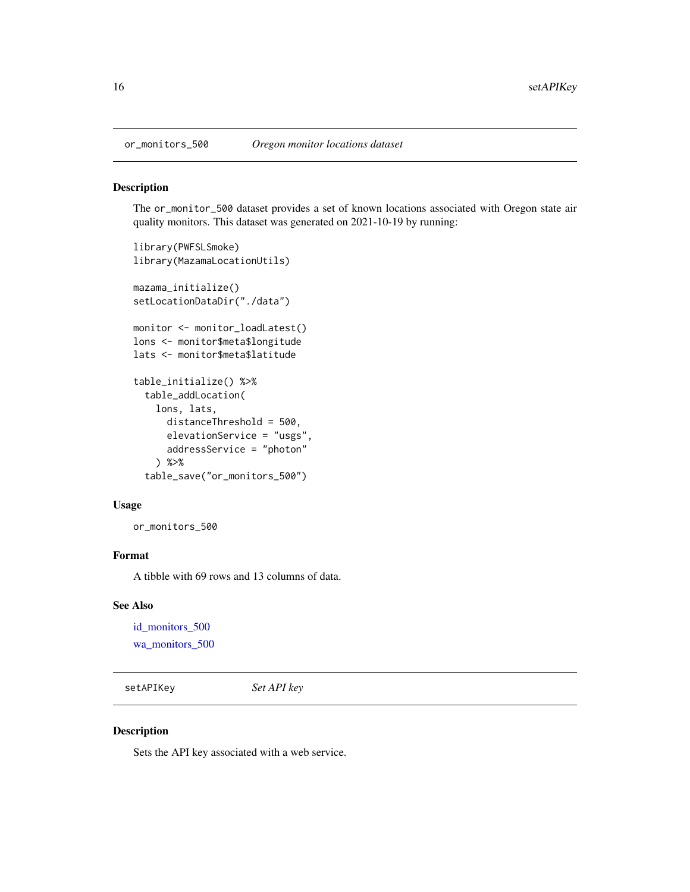## or_monitors_500 *Oregon monitor locations dataset*

### Description

The `or_monitor_500` dataset provides a set of known locations associated with Oregon state air quality monitors. This dataset was generated on 2021-10-19 by running:

```
library(PWFSLSmoke)
library(MazamaLocationUtils)

mazama_initialize()
setLocationDataDir("./data")

monitor <- monitor_loadLatest()
lons <- monitor$meta$longitude
lats <- monitor$meta$latitude

table_initialize() %>%
  table_addLocation(
    lons, lats,
      distanceThreshold = 500,
      elevationService = "usgs",
      addressService = "photon"
    ) %>%
  table_save("or_monitors_500")
```

### Usage

```
or_monitors_500
```

### Format

A tibble with 69 rows and 13 columns of data.

### See Also

id_monitors_500
wa_monitors_500

## setAPIKey *Set API key*

### Description

Sets the API key associated with a web service.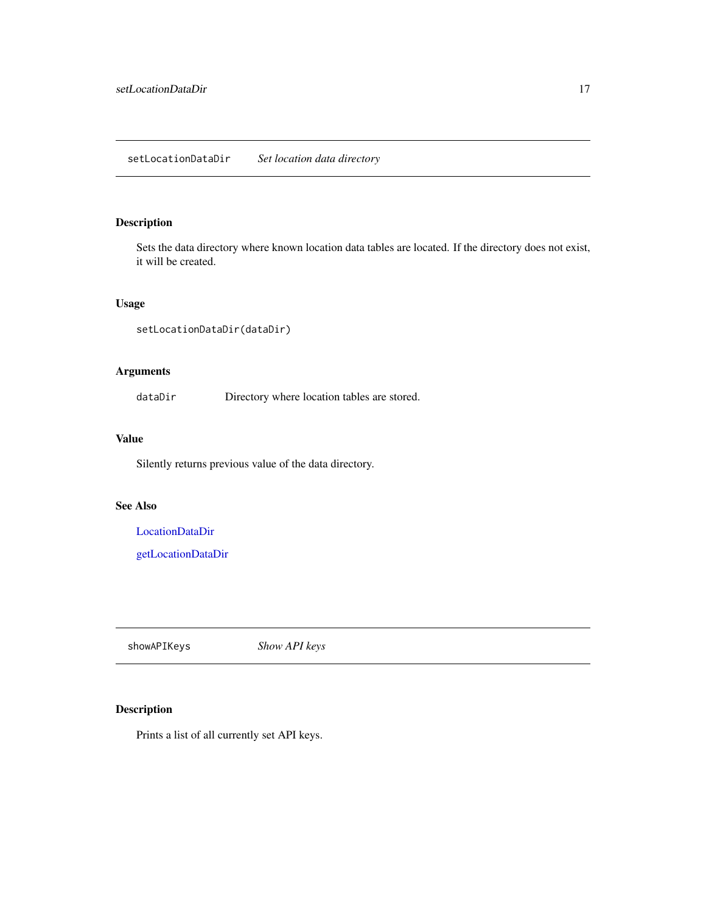## setLocationDataDir *Set location data directory*

### Description

Sets the data directory where known location data tables are located. If the directory does not exist, it will be created.

### Usage

```
setLocationDataDir(dataDir)
```

### Arguments

| | |
|---|---|
| `dataDir` | Directory where location tables are stored. |

### Value

Silently returns previous value of the data directory.

### See Also

LocationDataDir

getLocationDataDir

## showAPIKeys *Show API keys*

### Description

Prints a list of all currently set API keys.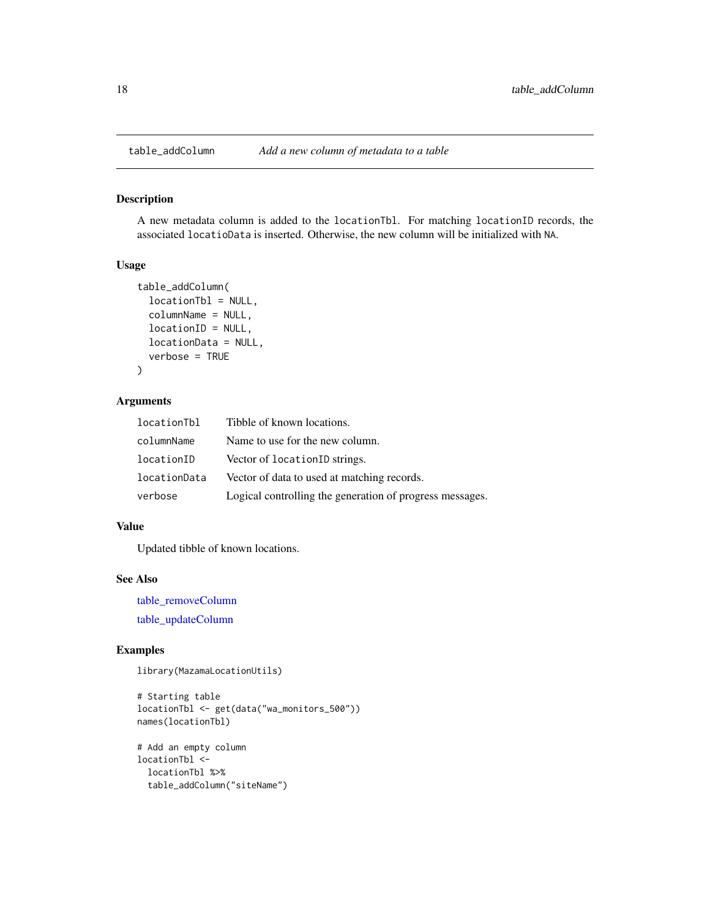# table_addColumn — *Add a new column of metadata to a table*

## Description

A new metadata column is added to the `locationTbl`. For matching `locationID` records, the associated `locatioData` is inserted. Otherwise, the new column will be initialized with `NA`.

## Usage

```
table_addColumn(
  locationTbl = NULL,
  columnName = NULL,
  locationID = NULL,
  locationData = NULL,
  verbose = TRUE
)
```

## Arguments

| | |
|---|---|
| `locationTbl` | Tibble of known locations. |
| `columnName` | Name to use for the new column. |
| `locationID` | Vector of `locationID` strings. |
| `locationData` | Vector of data to used at matching records. |
| `verbose` | Logical controlling the generation of progress messages. |

## Value

Updated tibble of known locations.

## See Also

table_removeColumn

table_updateColumn

## Examples

```
library(MazamaLocationUtils)

# Starting table
locationTbl <- get(data("wa_monitors_500"))
names(locationTbl)

# Add an empty column
locationTbl <-
  locationTbl %>%
  table_addColumn("siteName")
```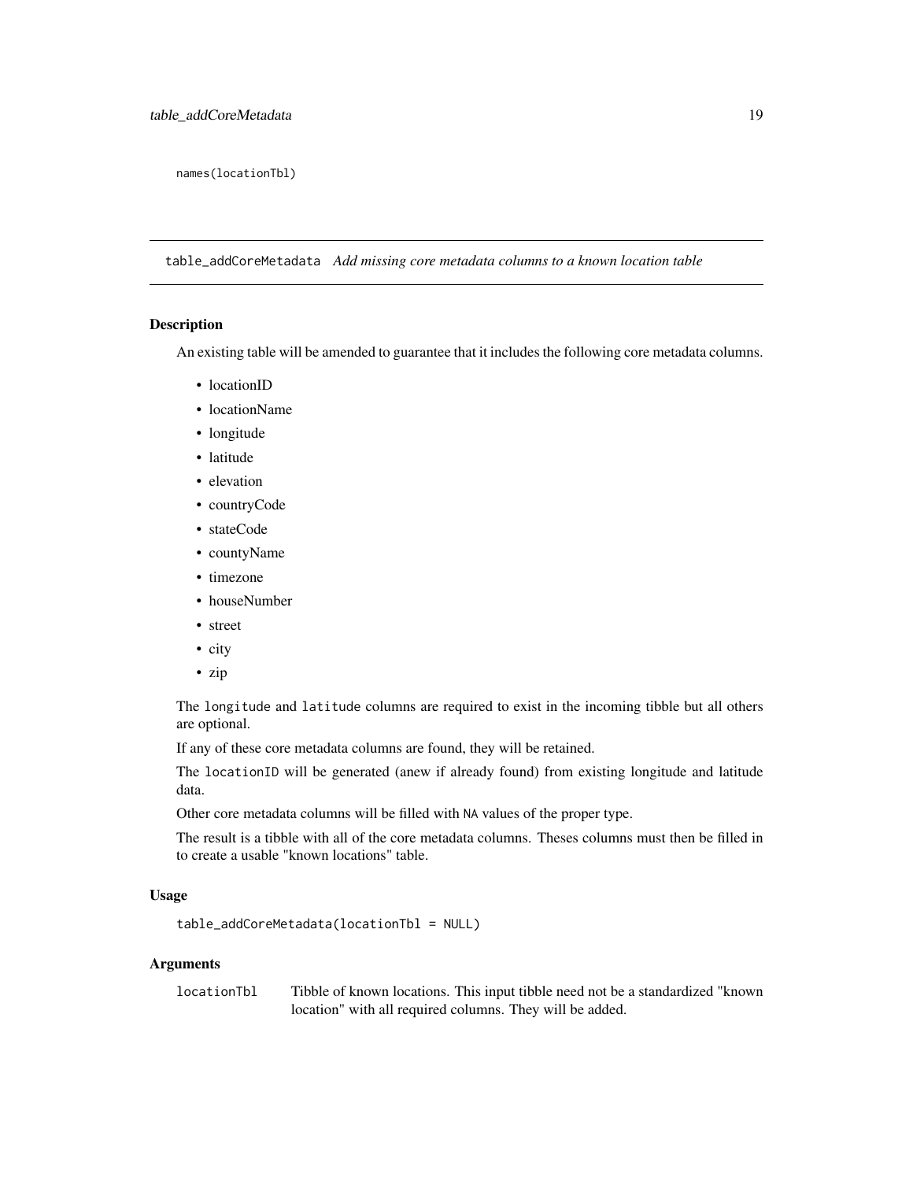```
names(locationTbl)
```

---

## table_addCoreMetadata *Add missing core metadata columns to a known location table*

### Description

An existing table will be amended to guarantee that it includes the following core metadata columns.

- locationID
- locationName
- longitude
- latitude
- elevation
- countryCode
- stateCode
- countyName
- timezone
- houseNumber
- street
- city
- zip

The `longitude` and `latitude` columns are required to exist in the incoming tibble but all others are optional.

If any of these core metadata columns are found, they will be retained.

The `locationID` will be generated (anew if already found) from existing longitude and latitude data.

Other core metadata columns will be filled with `NA` values of the proper type.

The result is a tibble with all of the core metadata columns. Theses columns must then be filled in to create a usable "known locations" table.

### Usage

```
table_addCoreMetadata(locationTbl = NULL)
```

### Arguments

| | |
|---|---|
| `locationTbl` | Tibble of known locations. This input tibble need not be a standardized "known location" with all required columns. They will be added. |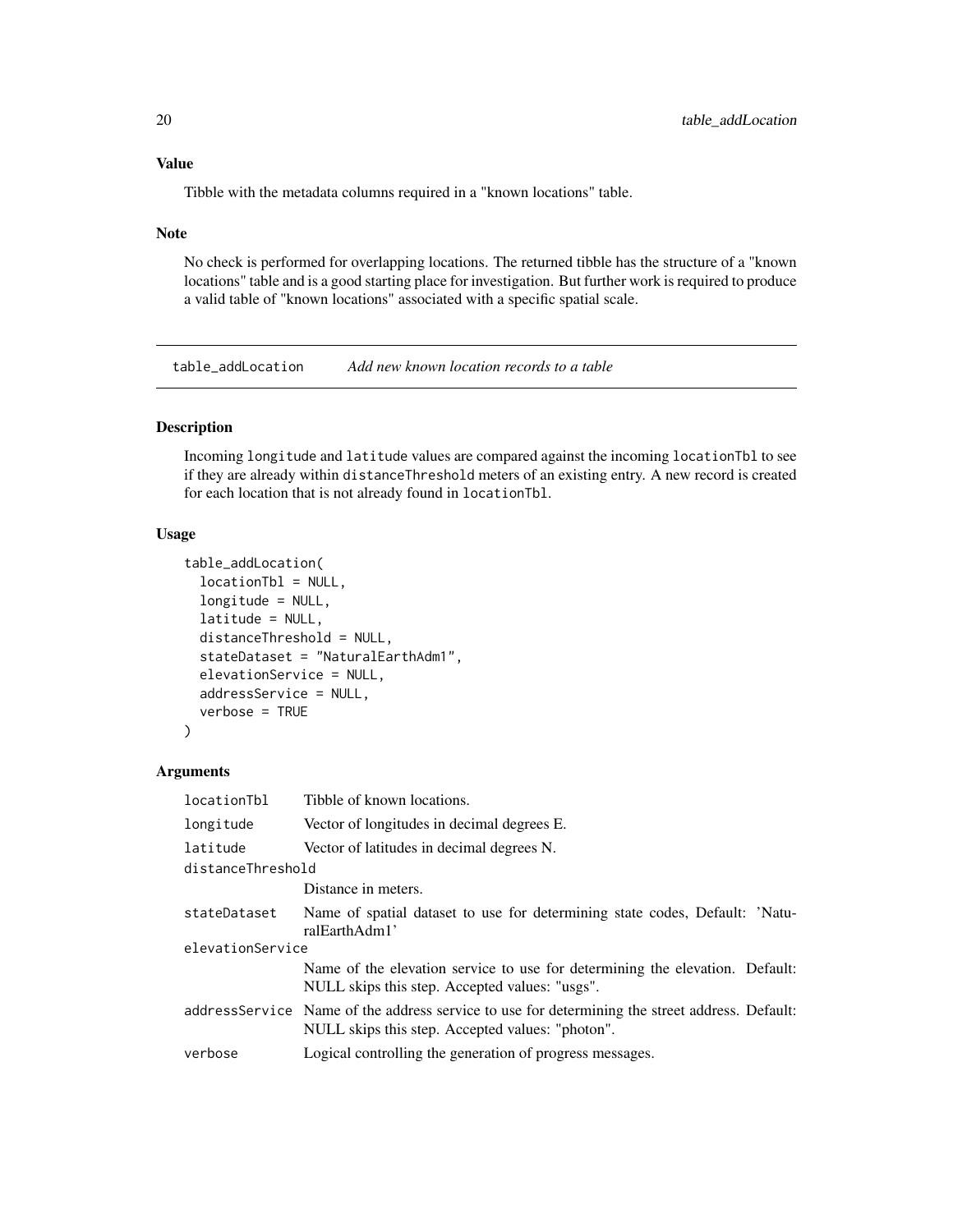### Value

Tibble with the metadata columns required in a "known locations" table.

### Note

No check is performed for overlapping locations. The returned tibble has the structure of a "known locations" table and is a good starting place for investigation. But further work is required to produce a valid table of "known locations" associated with a specific spatial scale.

---

## table_addLocation — *Add new known location records to a table*

### Description

Incoming `longitude` and `latitude` values are compared against the incoming `locationTbl` to see if they are already within `distanceThreshold` meters of an existing entry. A new record is created for each location that is not already found in `locationTbl`.

### Usage

```
table_addLocation(
  locationTbl = NULL,
  longitude = NULL,
  latitude = NULL,
  distanceThreshold = NULL,
  stateDataset = "NaturalEarthAdm1",
  elevationService = NULL,
  addressService = NULL,
  verbose = TRUE
)
```

### Arguments

| Argument | Description |
|---|---|
| `locationTbl` | Tibble of known locations. |
| `longitude` | Vector of longitudes in decimal degrees E. |
| `latitude` | Vector of latitudes in decimal degrees N. |
| `distanceThreshold` | Distance in meters. |
| `stateDataset` | Name of spatial dataset to use for determining state codes, Default: 'NaturalEarthAdm1' |
| `elevationService` | Name of the elevation service to use for determining the elevation. Default: NULL skips this step. Accepted values: "usgs". |
| `addressService` | Name of the address service to use for determining the street address. Default: NULL skips this step. Accepted values: "photon". |
| `verbose` | Logical controlling the generation of progress messages. |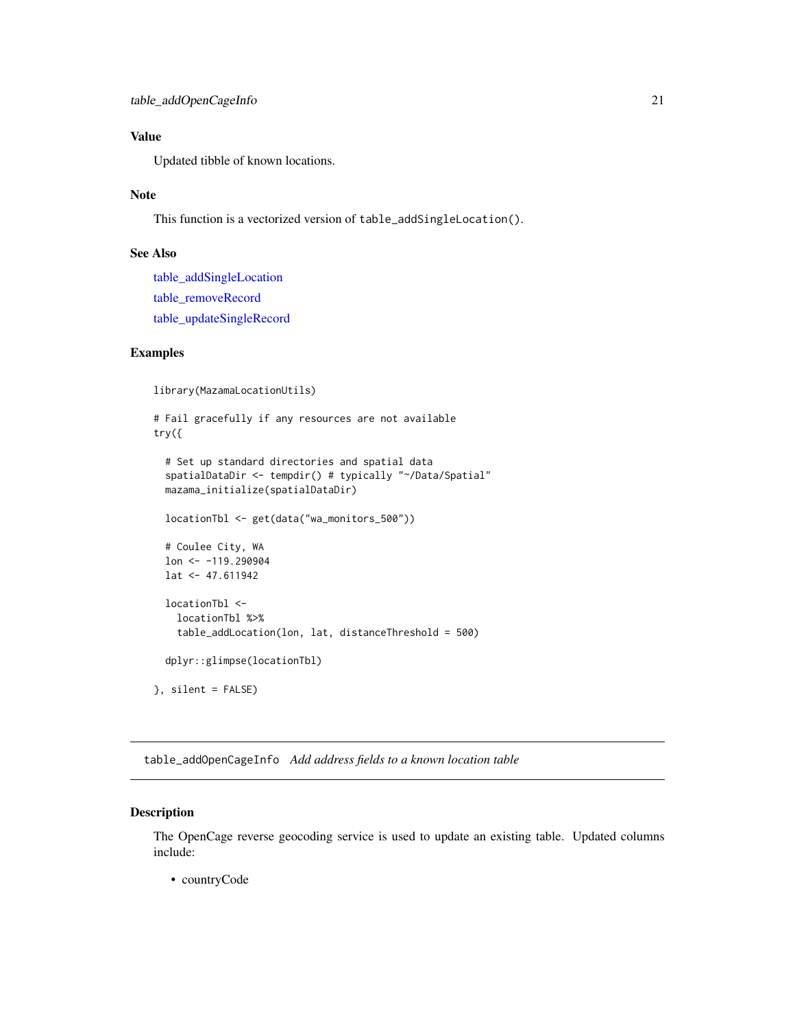## Value

Updated tibble of known locations.

## Note

This function is a vectorized version of `table_addSingleLocation()`.

## See Also

table_addSingleLocation
table_removeRecord
table_updateSingleRecord

## Examples

```
library(MazamaLocationUtils)

# Fail gracefully if any resources are not available
try({

  # Set up standard directories and spatial data
  spatialDataDir <- tempdir() # typically "~/Data/Spatial"
  mazama_initialize(spatialDataDir)

  locationTbl <- get(data("wa_monitors_500"))

  # Coulee City, WA
  lon <- -119.290904
  lat <- 47.611942

  locationTbl <-
    locationTbl %>%
    table_addLocation(lon, lat, distanceThreshold = 500)

  dplyr::glimpse(locationTbl)

}, silent = FALSE)
```

---

# table_addOpenCageInfo *Add address fields to a known location table*

## Description

The OpenCage reverse geocoding service is used to update an existing table. Updated columns include:

- countryCode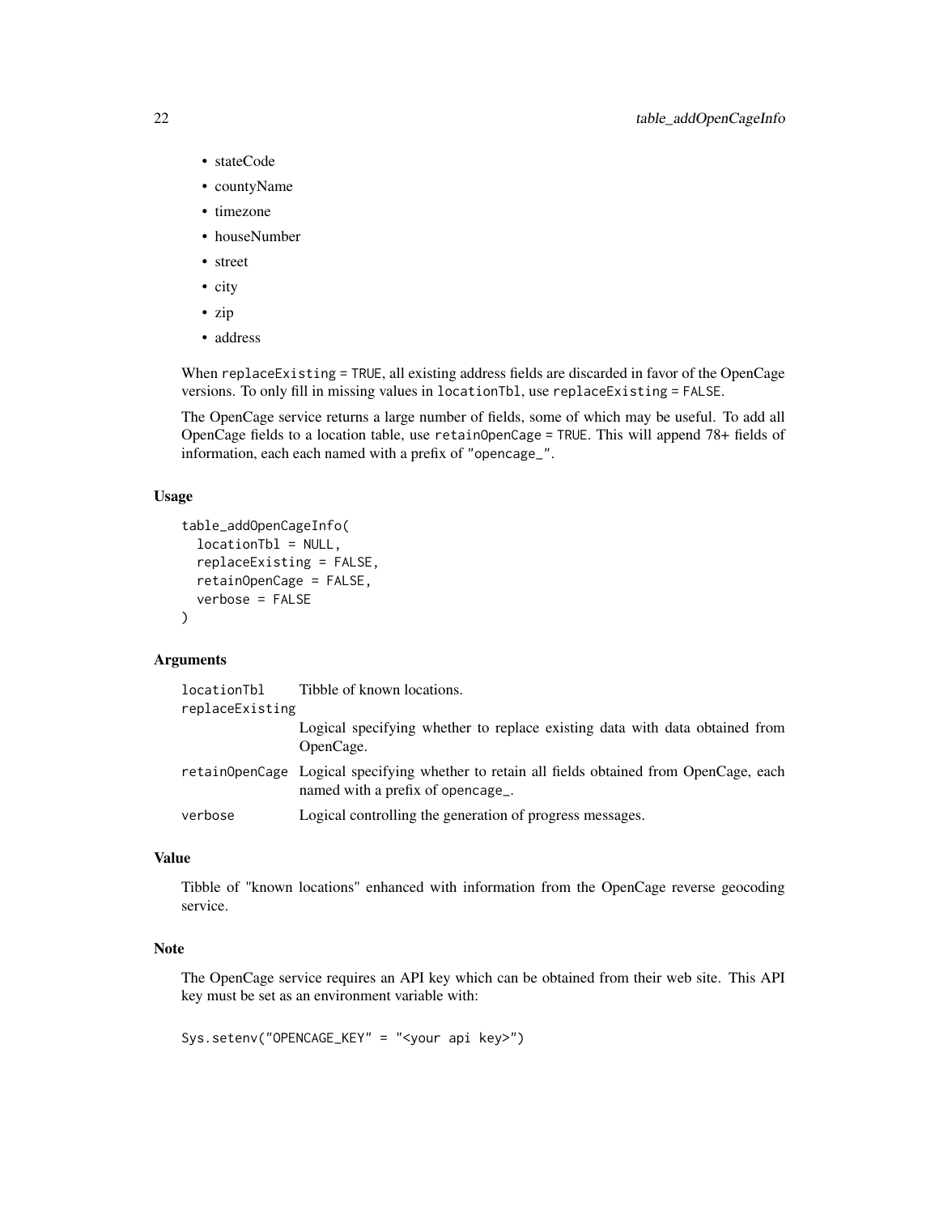- stateCode
- countyName
- timezone
- houseNumber
- street
- city
- zip
- address

When `replaceExisting = TRUE`, all existing address fields are discarded in favor of the OpenCage versions. To only fill in missing values in `locationTbl`, use `replaceExisting = FALSE`.

The OpenCage service returns a large number of fields, some of which may be useful. To add all OpenCage fields to a location table, use `retainOpenCage = TRUE`. This will append 78+ fields of information, each each named with a prefix of `"opencage_"`.

### Usage

```
table_addOpenCageInfo(
  locationTbl = NULL,
  replaceExisting = FALSE,
  retainOpenCage = FALSE,
  verbose = FALSE
)
```

### Arguments

| | |
|---|---|
| `locationTbl` | Tibble of known locations. |
| `replaceExisting` | Logical specifying whether to replace existing data with data obtained from OpenCage. |
| `retainOpenCage` | Logical specifying whether to retain all fields obtained from OpenCage, each named with a prefix of `opencage_`. |
| `verbose` | Logical controlling the generation of progress messages. |

### Value

Tibble of "known locations" enhanced with information from the OpenCage reverse geocoding service.

### Note

The OpenCage service requires an API key which can be obtained from their web site. This API key must be set as an environment variable with:

```
Sys.setenv("OPENCAGE_KEY" = "<your api key>")
```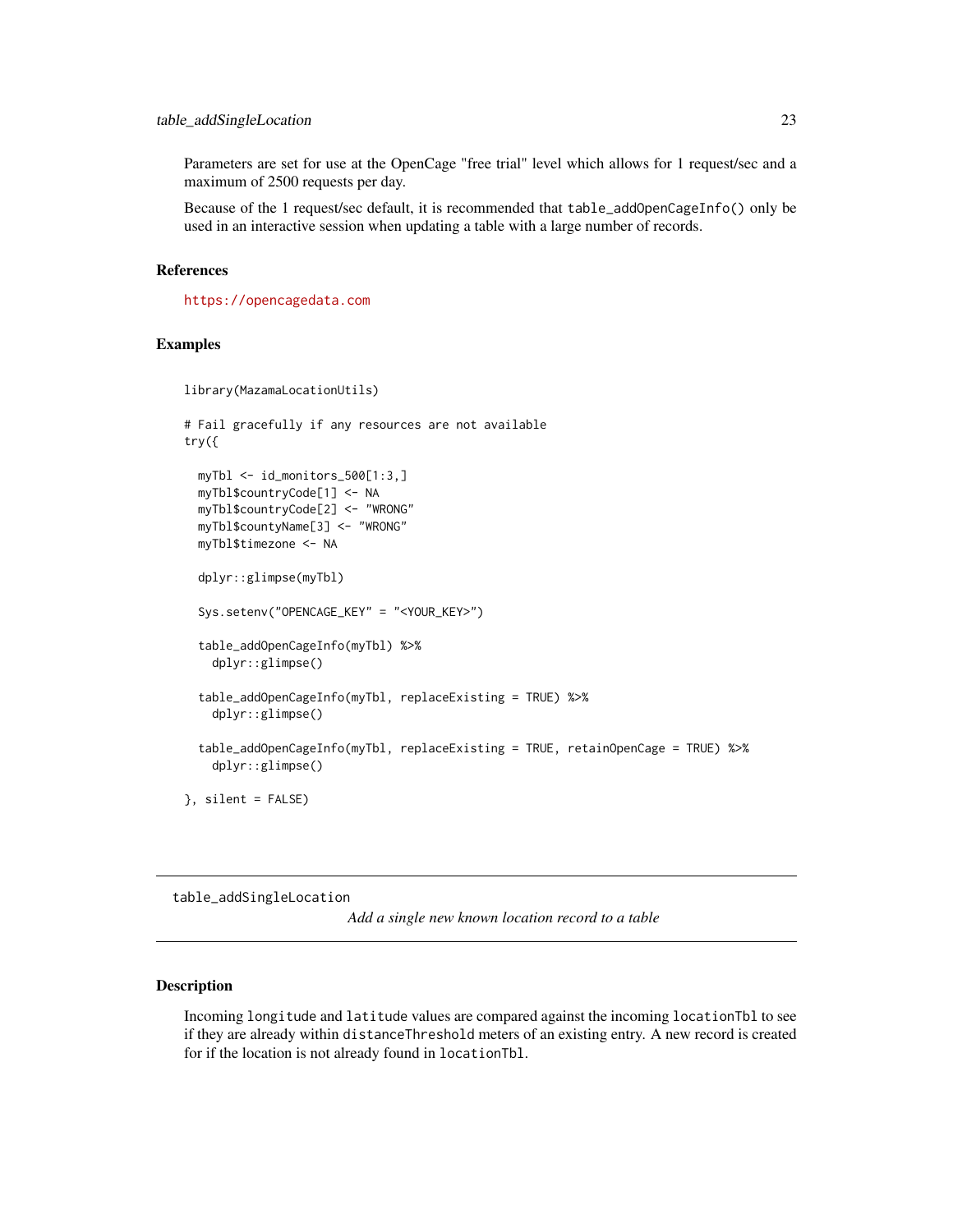Parameters are set for use at the OpenCage "free trial" level which allows for 1 request/sec and a maximum of 2500 requests per day.

Because of the 1 request/sec default, it is recommended that `table_addOpenCageInfo()` only be used in an interactive session when updating a table with a large number of records.

### References

https://opencagedata.com

### Examples

```
library(MazamaLocationUtils)

# Fail gracefully if any resources are not available
try({

  myTbl <- id_monitors_500[1:3,]
  myTbl$countryCode[1] <- NA
  myTbl$countryCode[2] <- "WRONG"
  myTbl$countyName[3] <- "WRONG"
  myTbl$timezone <- NA

  dplyr::glimpse(myTbl)

  Sys.setenv("OPENCAGE_KEY" = "<YOUR_KEY>")

  table_addOpenCageInfo(myTbl) %>%
    dplyr::glimpse()

  table_addOpenCageInfo(myTbl, replaceExisting = TRUE) %>%
    dplyr::glimpse()

  table_addOpenCageInfo(myTbl, replaceExisting = TRUE, retainOpenCage = TRUE) %>%
    dplyr::glimpse()

}, silent = FALSE)
```

---

## table_addSingleLocation

*Add a single new known location record to a table*

---

### Description

Incoming `longitude` and `latitude` values are compared against the incoming `locationTbl` to see if they are already within `distanceThreshold` meters of an existing entry. A new record is created for if the location is not already found in `locationTbl`.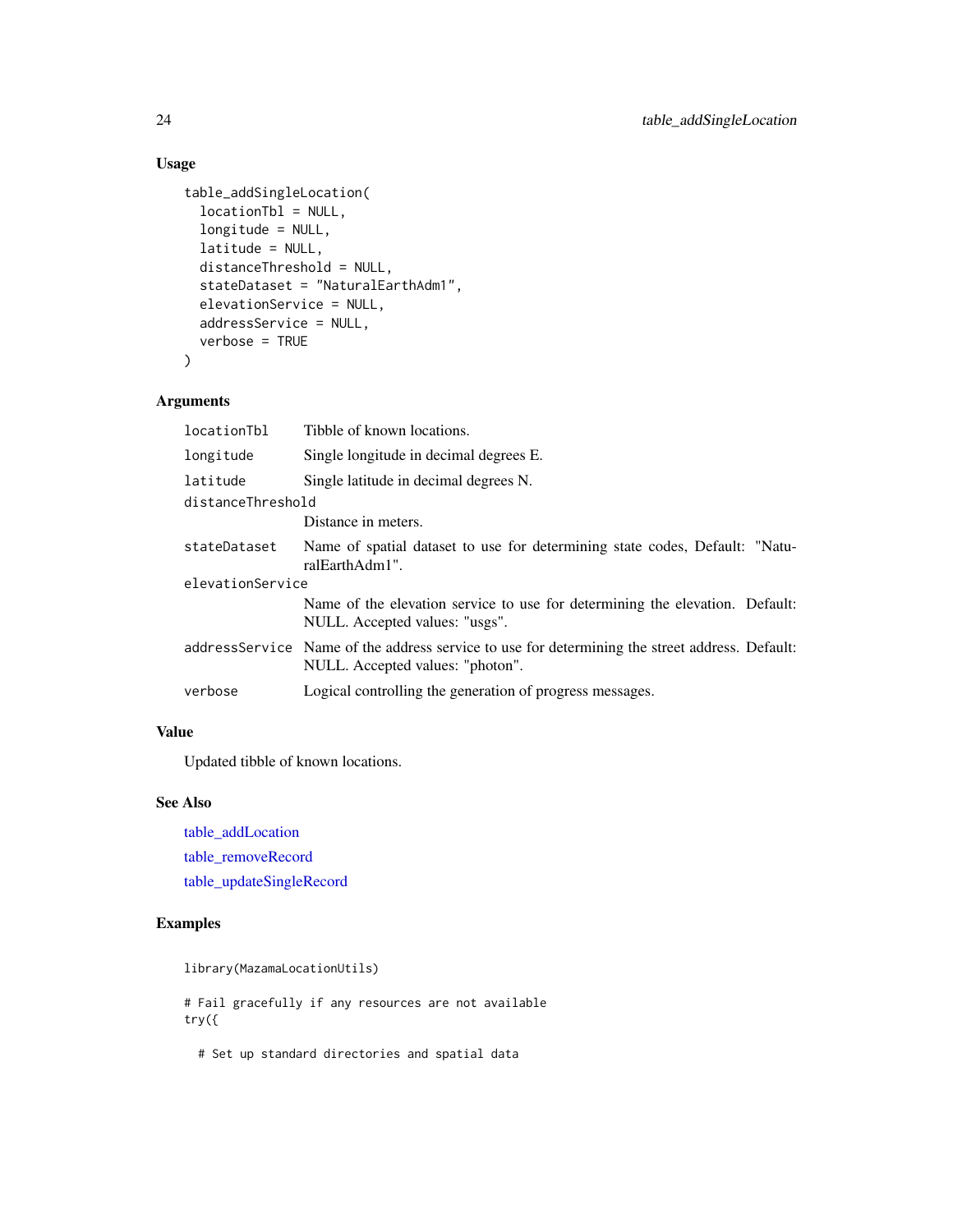## Usage

```
table_addSingleLocation(
  locationTbl = NULL,
  longitude = NULL,
  latitude = NULL,
  distanceThreshold = NULL,
  stateDataset = "NaturalEarthAdm1",
  elevationService = NULL,
  addressService = NULL,
  verbose = TRUE
)
```

## Arguments

| | |
|---|---|
| `locationTbl` | Tibble of known locations. |
| `longitude` | Single longitude in decimal degrees E. |
| `latitude` | Single latitude in decimal degrees N. |
| `distanceThreshold` | Distance in meters. |
| `stateDataset` | Name of spatial dataset to use for determining state codes, Default: "NaturalEarthAdm1". |
| `elevationService` | Name of the elevation service to use for determining the elevation. Default: NULL. Accepted values: "usgs". |
| `addressService` | Name of the address service to use for determining the street address. Default: NULL. Accepted values: "photon". |
| `verbose` | Logical controlling the generation of progress messages. |

## Value

Updated tibble of known locations.

## See Also

table_addLocation

table_removeRecord

table_updateSingleRecord

## Examples

```
library(MazamaLocationUtils)

# Fail gracefully if any resources are not available
try({

  # Set up standard directories and spatial data
```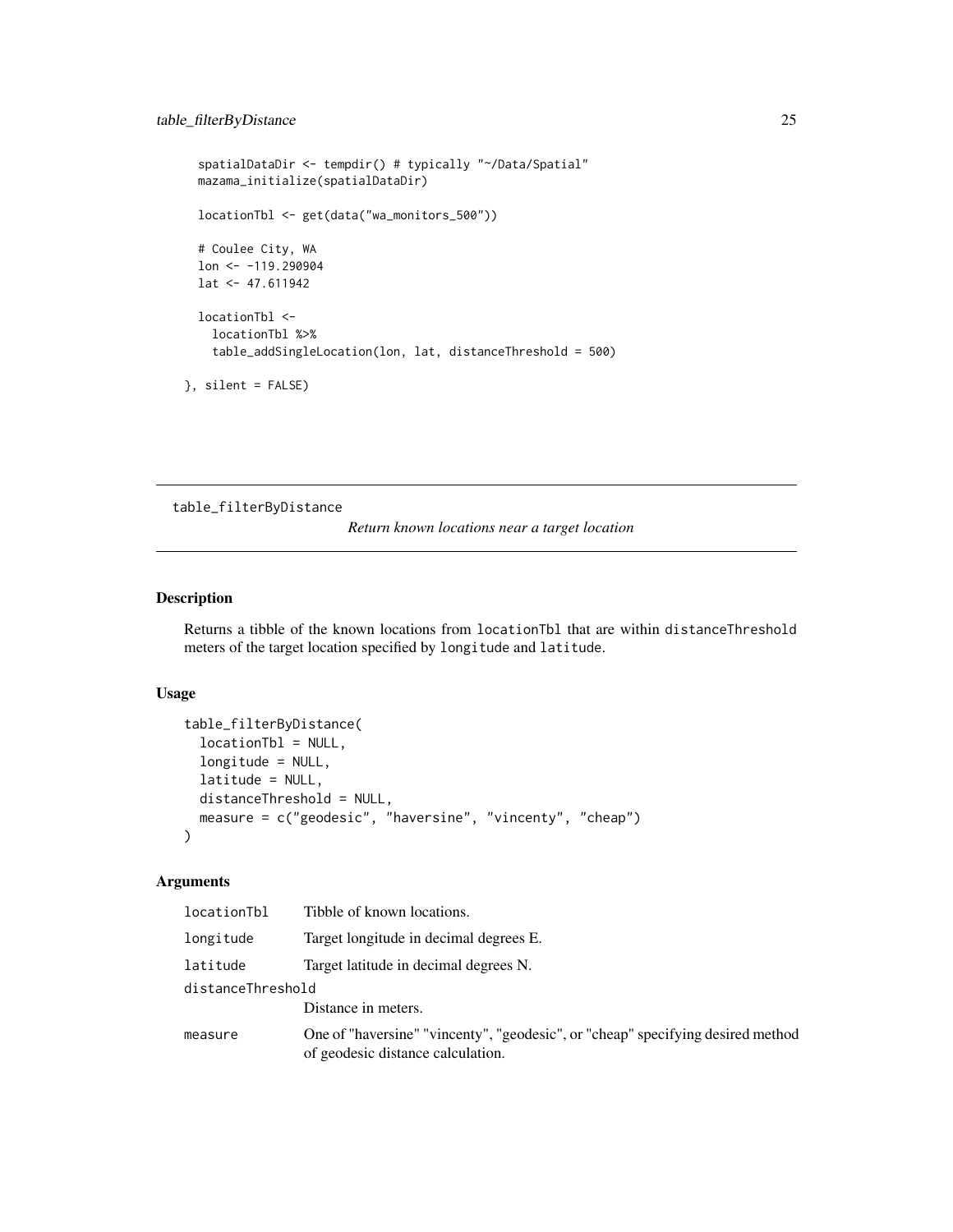```
  spatialDataDir <- tempdir() # typically "~/Data/Spatial"
  mazama_initialize(spatialDataDir)

  locationTbl <- get(data("wa_monitors_500"))

  # Coulee City, WA
  lon <- -119.290904
  lat <- 47.611942

  locationTbl <-
    locationTbl %>%
    table_addSingleLocation(lon, lat, distanceThreshold = 500)

}, silent = FALSE)
```

## table_filterByDistance

*Return known locations near a target location*

### Description

Returns a tibble of the known locations from `locationTbl` that are within `distanceThreshold` meters of the target location specified by `longitude` and `latitude`.

### Usage

```
table_filterByDistance(
  locationTbl = NULL,
  longitude = NULL,
  latitude = NULL,
  distanceThreshold = NULL,
  measure = c("geodesic", "haversine", "vincenty", "cheap")
)
```

### Arguments

| | |
|---|---|
| `locationTbl` | Tibble of known locations. |
| `longitude` | Target longitude in decimal degrees E. |
| `latitude` | Target latitude in decimal degrees N. |
| `distanceThreshold` | Distance in meters. |
| `measure` | One of "haversine" "vincenty", "geodesic", or "cheap" specifying desired method of geodesic distance calculation. |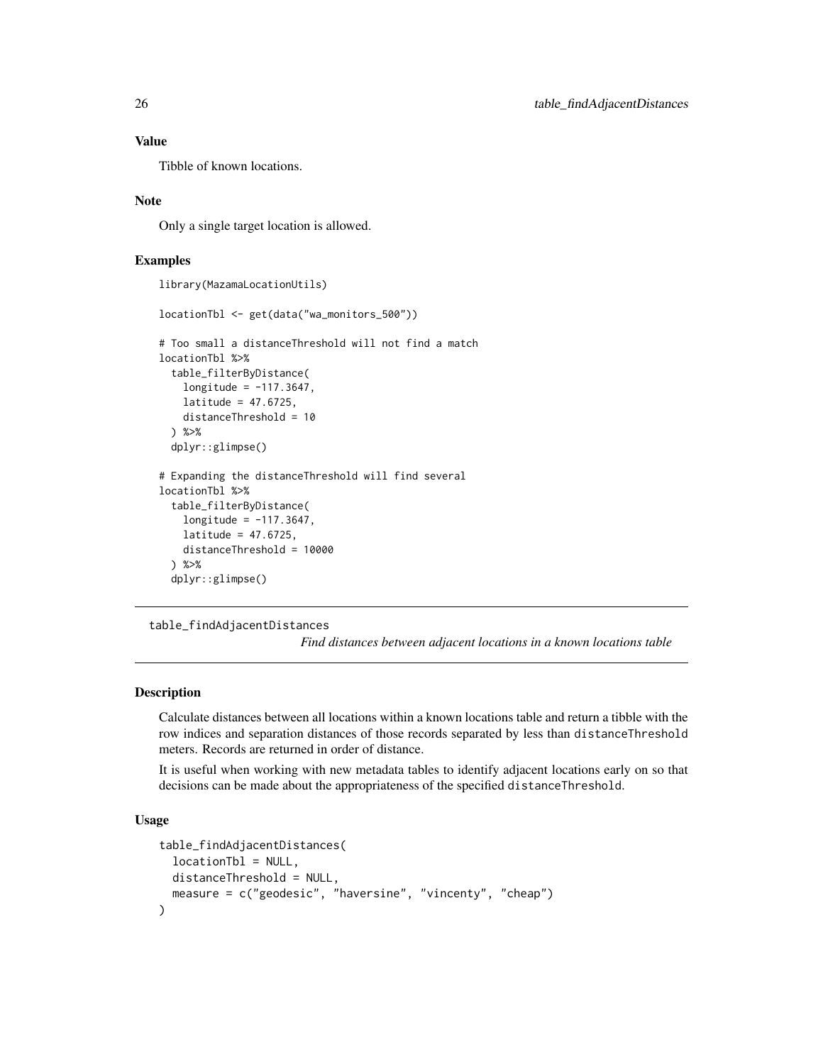### Value

Tibble of known locations.

### Note

Only a single target location is allowed.

### Examples

```
library(MazamaLocationUtils)

locationTbl <- get(data("wa_monitors_500"))

# Too small a distanceThreshold will not find a match
locationTbl %>%
  table_filterByDistance(
    longitude = -117.3647,
    latitude = 47.6725,
    distanceThreshold = 10
  ) %>%
  dplyr::glimpse()

# Expanding the distanceThreshold will find several
locationTbl %>%
  table_filterByDistance(
    longitude = -117.3647,
    latitude = 47.6725,
    distanceThreshold = 10000
  ) %>%
  dplyr::glimpse()
```

---

## table_findAdjacentDistances

*Find distances between adjacent locations in a known locations table*

---

### Description

Calculate distances between all locations within a known locations table and return a tibble with the row indices and separation distances of those records separated by less than `distanceThreshold` meters. Records are returned in order of distance.

It is useful when working with new metadata tables to identify adjacent locations early on so that decisions can be made about the appropriateness of the specified `distanceThreshold`.

### Usage

```
table_findAdjacentDistances(
  locationTbl = NULL,
  distanceThreshold = NULL,
  measure = c("geodesic", "haversine", "vincenty", "cheap")
)
```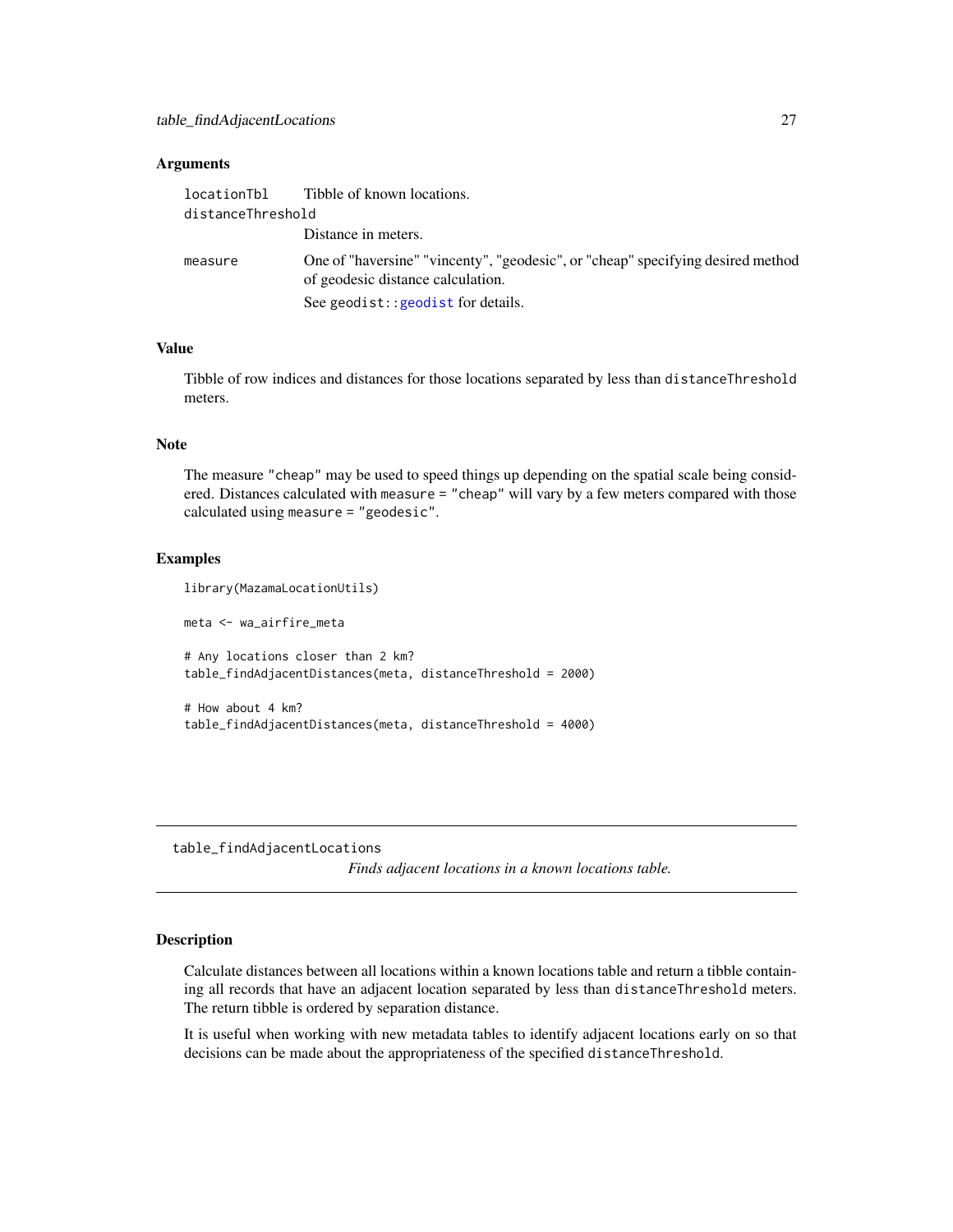### Arguments

| | |
|---|---|
| locationTbl | Tibble of known locations. |
| distanceThreshold | Distance in meters. |
| measure | One of "haversine" "vincenty", "geodesic", or "cheap" specifying desired method of geodesic distance calculation.<br>See geodist::geodist for details. |

### Value

Tibble of row indices and distances for those locations separated by less than distanceThreshold meters.

### Note

The measure "cheap" may be used to speed things up depending on the spatial scale being considered. Distances calculated with measure = "cheap" will vary by a few meters compared with those calculated using measure = "geodesic".

### Examples

```
library(MazamaLocationUtils)

meta <- wa_airfire_meta

# Any locations closer than 2 km?
table_findAdjacentDistances(meta, distanceThreshold = 2000)

# How about 4 km?
table_findAdjacentDistances(meta, distanceThreshold = 4000)
```

---

## table_findAdjacentLocations

*Finds adjacent locations in a known locations table.*

---

### Description

Calculate distances between all locations within a known locations table and return a tibble containing all records that have an adjacent location separated by less than distanceThreshold meters. The return tibble is ordered by separation distance.

It is useful when working with new metadata tables to identify adjacent locations early on so that decisions can be made about the appropriateness of the specified distanceThreshold.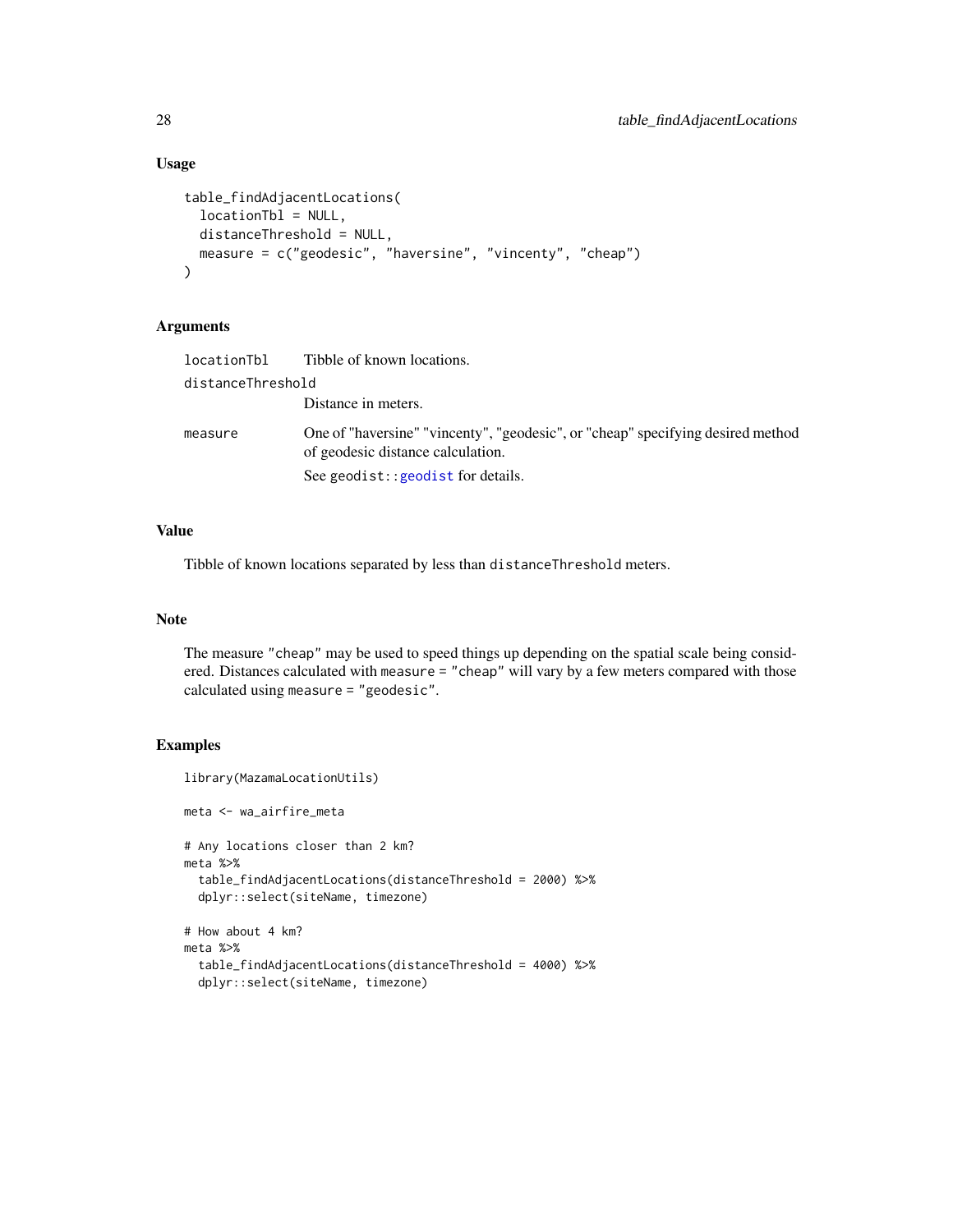### Usage

```
table_findAdjacentLocations(
  locationTbl = NULL,
  distanceThreshold = NULL,
  measure = c("geodesic", "haversine", "vincenty", "cheap")
)
```

### Arguments

| | |
|---|---|
| `locationTbl` | Tibble of known locations. |
| `distanceThreshold` | Distance in meters. |
| `measure` | One of "haversine" "vincenty", "geodesic", or "cheap" specifying desired method of geodesic distance calculation.<br>See `geodist::geodist` for details. |

### Value

Tibble of known locations separated by less than `distanceThreshold` meters.

### Note

The measure `"cheap"` may be used to speed things up depending on the spatial scale being considered. Distances calculated with `measure = "cheap"` will vary by a few meters compared with those calculated using `measure = "geodesic"`.

### Examples

```
library(MazamaLocationUtils)

meta <- wa_airfire_meta

# Any locations closer than 2 km?
meta %>%
  table_findAdjacentLocations(distanceThreshold = 2000) %>%
  dplyr::select(siteName, timezone)

# How about 4 km?
meta %>%
  table_findAdjacentLocations(distanceThreshold = 4000) %>%
  dplyr::select(siteName, timezone)
```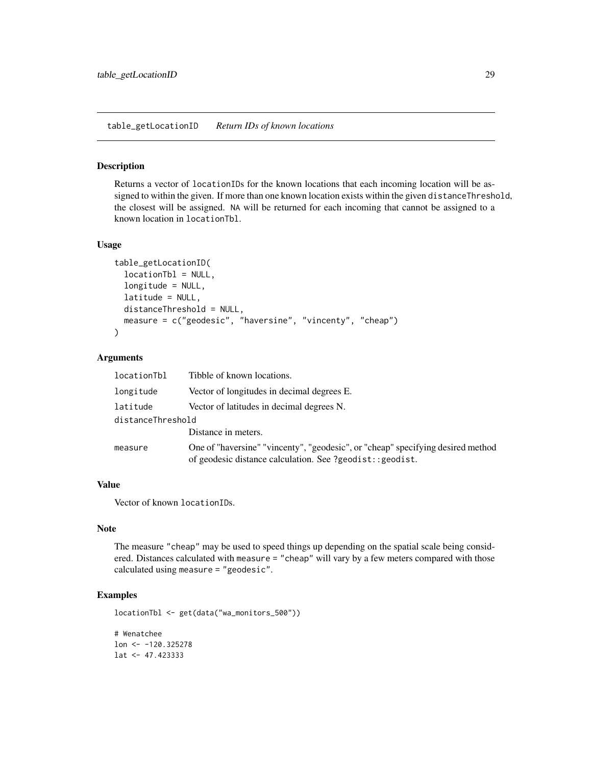## table_getLocationID *Return IDs of known locations*

### Description

Returns a vector of locationIDs for the known locations that each incoming location will be assigned to within the given. If more than one known location exists within the given distanceThreshold, the closest will be assigned. NA will be returned for each incoming that cannot be assigned to a known location in locationTbl.

### Usage

```
table_getLocationID(
  locationTbl = NULL,
  longitude = NULL,
  latitude = NULL,
  distanceThreshold = NULL,
  measure = c("geodesic", "haversine", "vincenty", "cheap")
)
```

### Arguments

| Argument | Description |
|---|---|
| locationTbl | Tibble of known locations. |
| longitude | Vector of longitudes in decimal degrees E. |
| latitude | Vector of latitudes in decimal degrees N. |
| distanceThreshold | Distance in meters. |
| measure | One of "haversine" "vincenty", "geodesic", or "cheap" specifying desired method of geodesic distance calculation. See ?geodist::geodist. |

### Value

Vector of known locationIDs.

### Note

The measure "cheap" may be used to speed things up depending on the spatial scale being considered. Distances calculated with measure = "cheap" will vary by a few meters compared with those calculated using measure = "geodesic".

### Examples

```
locationTbl <- get(data("wa_monitors_500"))

# Wenatchee
lon <- -120.325278
lat <- 47.423333
```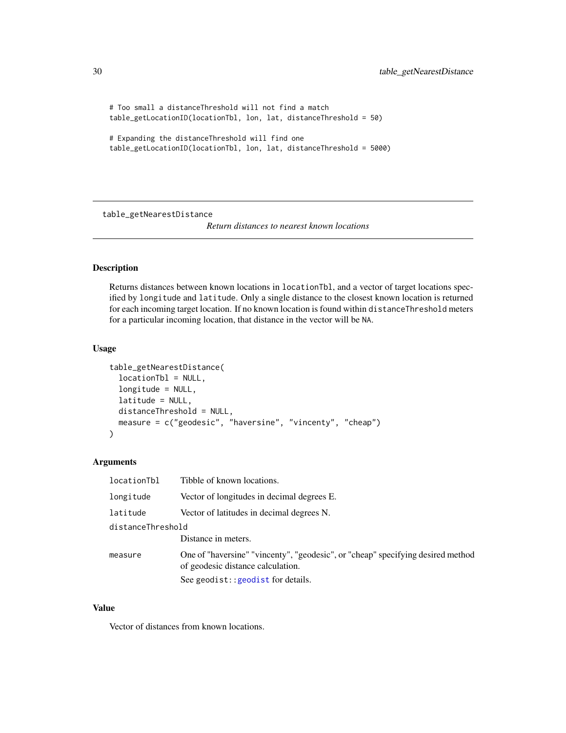```
# Too small a distanceThreshold will not find a match
table_getLocationID(locationTbl, lon, lat, distanceThreshold = 50)

# Expanding the distanceThreshold will find one
table_getLocationID(locationTbl, lon, lat, distanceThreshold = 5000)
```

## table_getNearestDistance

*Return distances to nearest known locations*

### Description

Returns distances between known locations in `locationTbl`, and a vector of target locations specified by `longitude` and `latitude`. Only a single distance to the closest known location is returned for each incoming target location. If no known location is found within `distanceThreshold` meters for a particular incoming location, that distance in the vector will be `NA`.

### Usage

```
table_getNearestDistance(
  locationTbl = NULL,
  longitude = NULL,
  latitude = NULL,
  distanceThreshold = NULL,
  measure = c("geodesic", "haversine", "vincenty", "cheap")
)
```

### Arguments

| | |
|---|---|
| `locationTbl` | Tibble of known locations. |
| `longitude` | Vector of longitudes in decimal degrees E. |
| `latitude` | Vector of latitudes in decimal degrees N. |
| `distanceThreshold` | Distance in meters. |
| `measure` | One of "haversine" "vincenty", "geodesic", or "cheap" specifying desired method of geodesic distance calculation. See `geodist::geodist` for details. |

### Value

Vector of distances from known locations.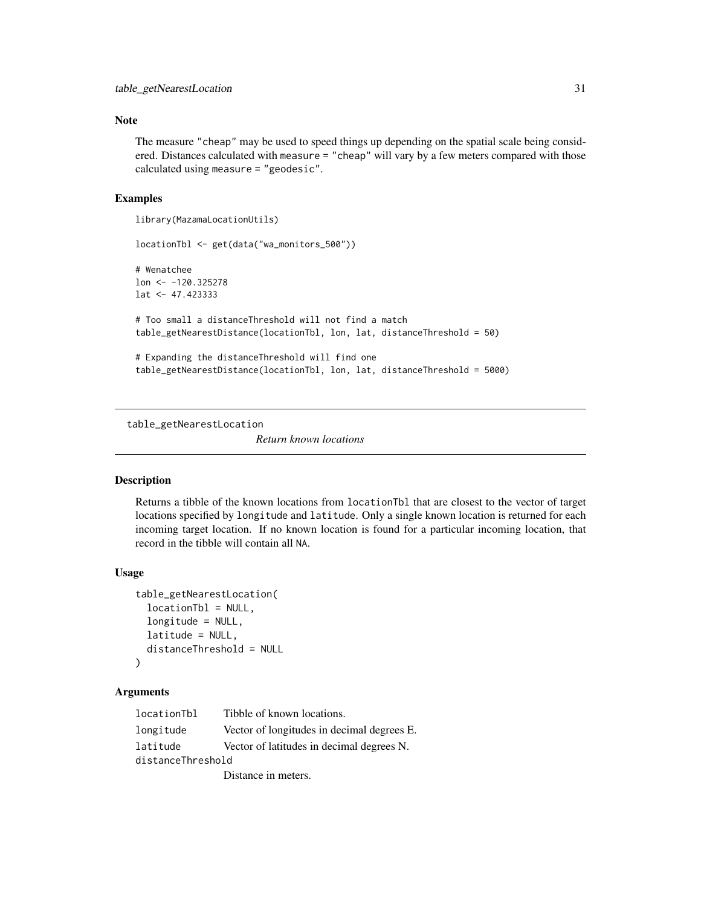## Note

The measure "cheap" may be used to speed things up depending on the spatial scale being considered. Distances calculated with measure = "cheap" will vary by a few meters compared with those calculated using measure = "geodesic".

## Examples

```
library(MazamaLocationUtils)

locationTbl <- get(data("wa_monitors_500"))

# Wenatchee
lon <- -120.325278
lat <- 47.423333

# Too small a distanceThreshold will not find a match
table_getNearestDistance(locationTbl, lon, lat, distanceThreshold = 50)

# Expanding the distanceThreshold will find one
table_getNearestDistance(locationTbl, lon, lat, distanceThreshold = 5000)
```

---

# table_getNearestLocation

*Return known locations*

## Description

Returns a tibble of the known locations from locationTbl that are closest to the vector of target locations specified by longitude and latitude. Only a single known location is returned for each incoming target location. If no known location is found for a particular incoming location, that record in the tibble will contain all NA.

## Usage

```
table_getNearestLocation(
  locationTbl = NULL,
  longitude = NULL,
  latitude = NULL,
  distanceThreshold = NULL
)
```

## Arguments

| | |
|---|---|
| locationTbl | Tibble of known locations. |
| longitude | Vector of longitudes in decimal degrees E. |
| latitude | Vector of latitudes in decimal degrees N. |
| distanceThreshold | Distance in meters. |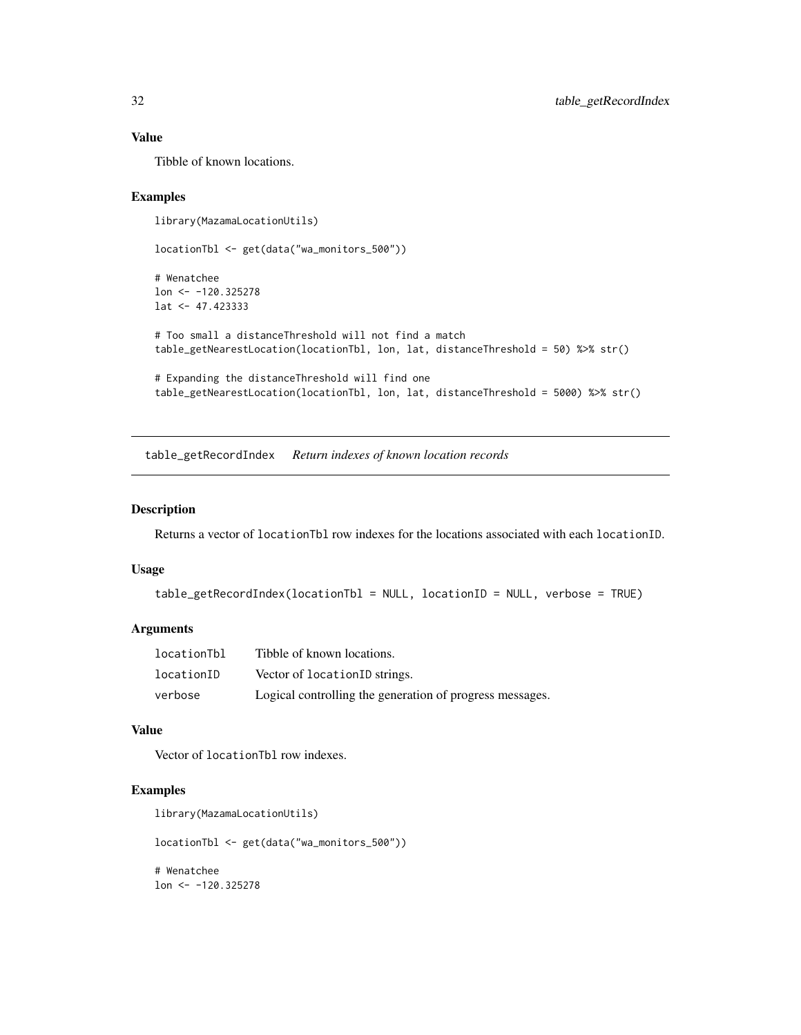## Value

Tibble of known locations.

## Examples

```
library(MazamaLocationUtils)

locationTbl <- get(data("wa_monitors_500"))

# Wenatchee
lon <- -120.325278
lat <- 47.423333

# Too small a distanceThreshold will not find a match
table_getNearestLocation(locationTbl, lon, lat, distanceThreshold = 50) %>% str()

# Expanding the distanceThreshold will find one
table_getNearestLocation(locationTbl, lon, lat, distanceThreshold = 5000) %>% str()
```

---

# table_getRecordIndex *Return indexes of known location records*

## Description

Returns a vector of locationTbl row indexes for the locations associated with each locationID.

## Usage

```
table_getRecordIndex(locationTbl = NULL, locationID = NULL, verbose = TRUE)
```

## Arguments

| | |
|---|---|
| locationTbl | Tibble of known locations. |
| locationID | Vector of locationID strings. |
| verbose | Logical controlling the generation of progress messages. |

## Value

Vector of locationTbl row indexes.

## Examples

```
library(MazamaLocationUtils)

locationTbl <- get(data("wa_monitors_500"))

# Wenatchee
lon <- -120.325278
```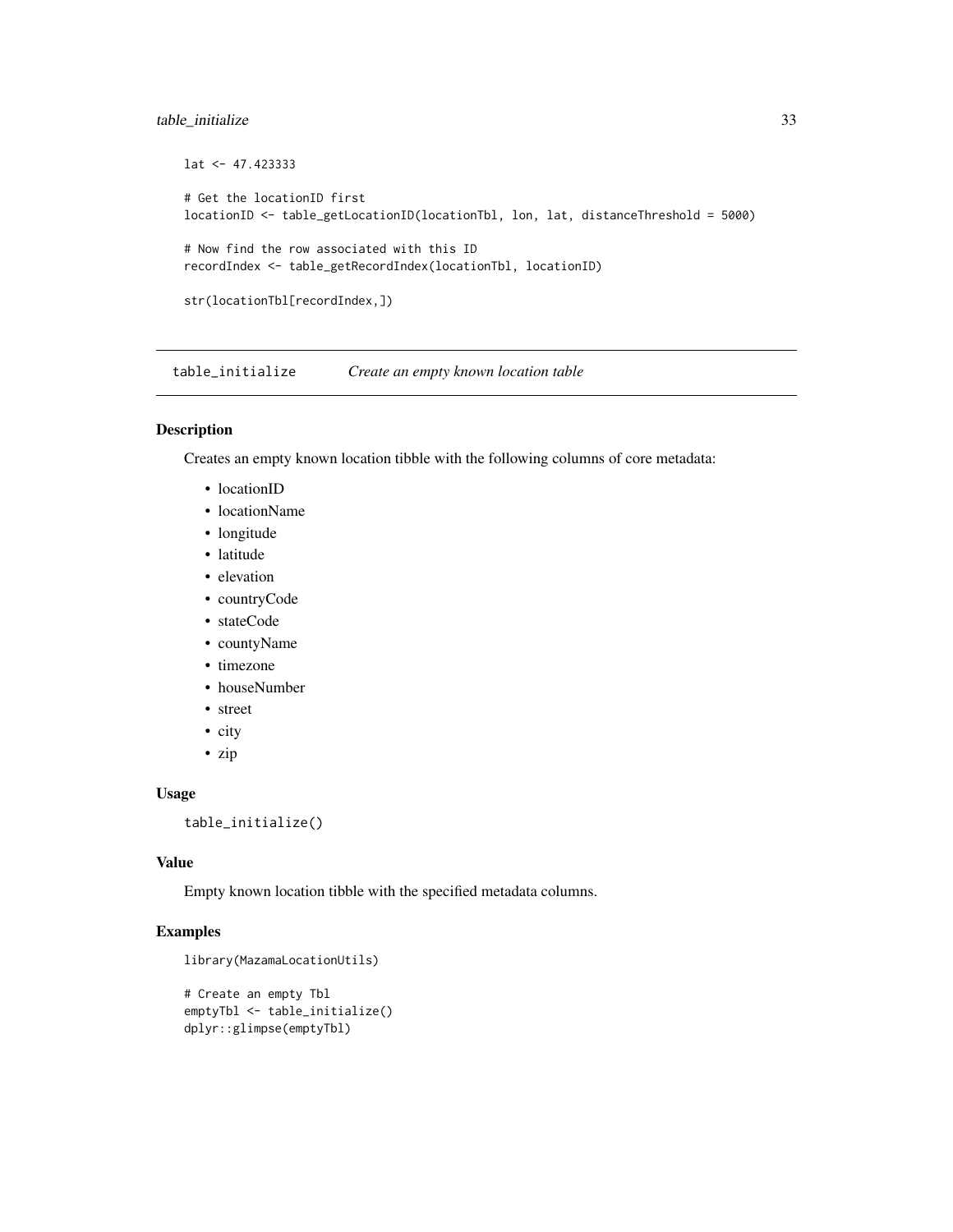```
lat <- 47.423333

# Get the locationID first
locationID <- table_getLocationID(locationTbl, lon, lat, distanceThreshold = 5000)

# Now find the row associated with this ID
recordIndex <- table_getRecordIndex(locationTbl, locationID)

str(locationTbl[recordIndex,])
```

## table_initialize *Create an empty known location table*

### Description

Creates an empty known location tibble with the following columns of core metadata:

- locationID
- locationName
- longitude
- latitude
- elevation
- countryCode
- stateCode
- countyName
- timezone
- houseNumber
- street
- city
- zip

### Usage

```
table_initialize()
```

### Value

Empty known location tibble with the specified metadata columns.

### Examples

```
library(MazamaLocationUtils)

# Create an empty Tbl
emptyTbl <- table_initialize()
dplyr::glimpse(emptyTbl)
```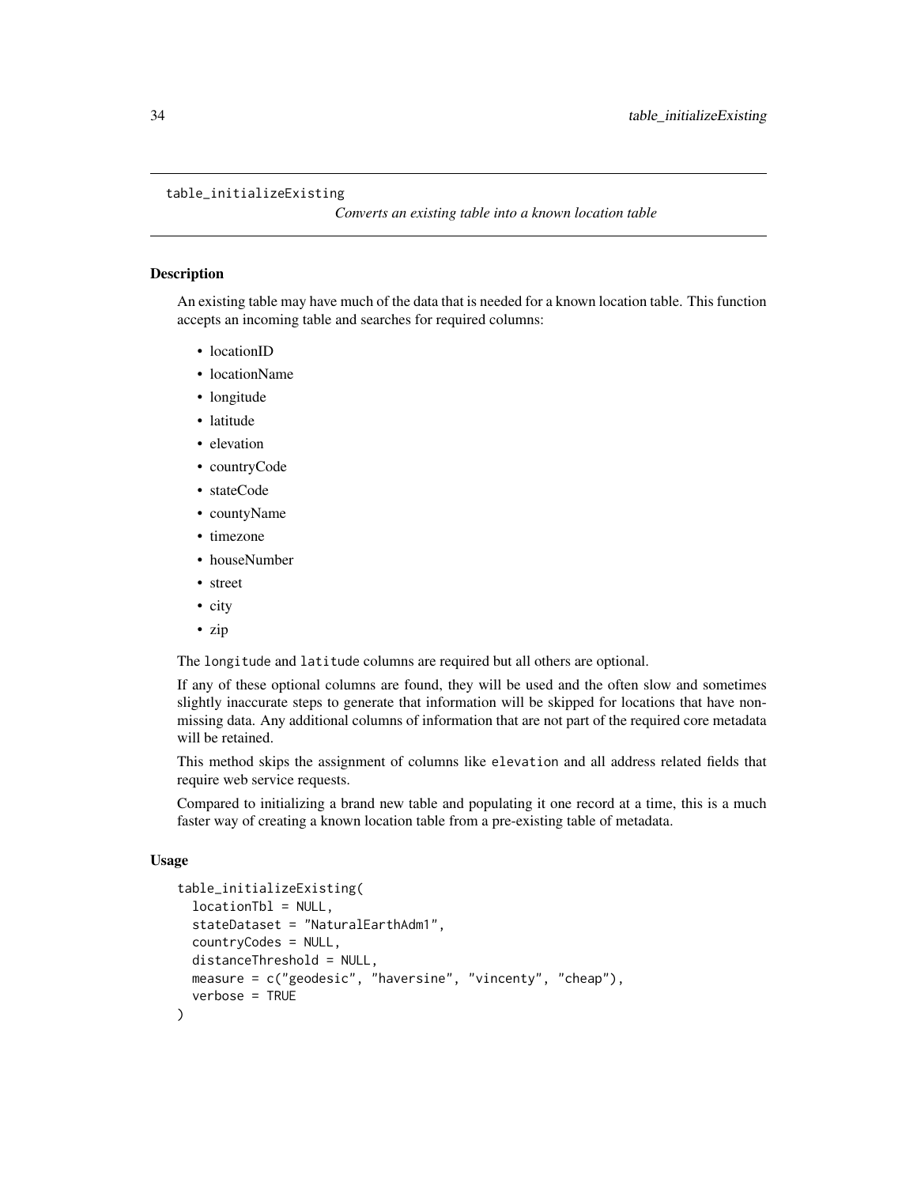## table_initializeExisting

*Converts an existing table into a known location table*

### Description

An existing table may have much of the data that is needed for a known location table. This function accepts an incoming table and searches for required columns:

- locationID
- locationName
- longitude
- latitude
- elevation
- countryCode
- stateCode
- countyName
- timezone
- houseNumber
- street
- city
- zip

The `longitude` and `latitude` columns are required but all others are optional.

If any of these optional columns are found, they will be used and the often slow and sometimes slightly inaccurate steps to generate that information will be skipped for locations that have non-missing data. Any additional columns of information that are not part of the required core metadata will be retained.

This method skips the assignment of columns like `elevation` and all address related fields that require web service requests.

Compared to initializing a brand new table and populating it one record at a time, this is a much faster way of creating a known location table from a pre-existing table of metadata.

### Usage

```
table_initializeExisting(
  locationTbl = NULL,
  stateDataset = "NaturalEarthAdm1",
  countryCodes = NULL,
  distanceThreshold = NULL,
  measure = c("geodesic", "haversine", "vincenty", "cheap"),
  verbose = TRUE
)
```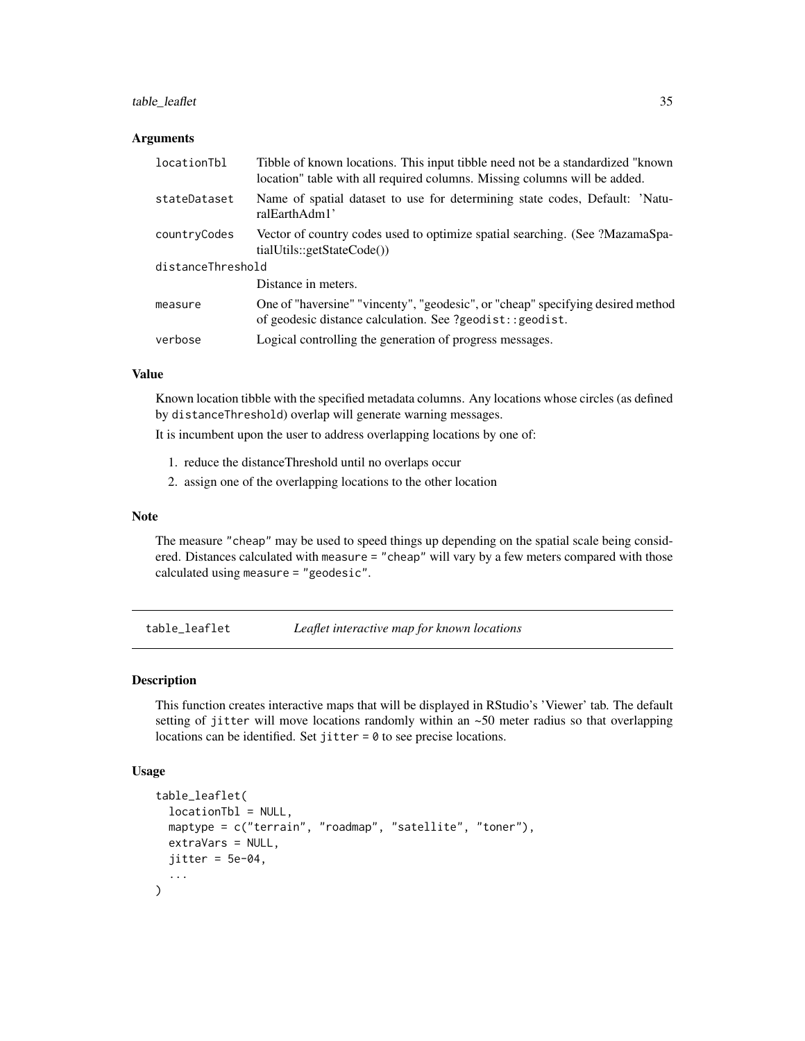### Arguments

| | |
|---|---|
| `locationTbl` | Tibble of known locations. This input tibble need not be a standardized "known location" table with all required columns. Missing columns will be added. |
| `stateDataset` | Name of spatial dataset to use for determining state codes, Default: 'NaturalEarthAdm1' |
| `countryCodes` | Vector of country codes used to optimize spatial searching. (See ?MazamaSpatialUtils::getStateCode()) |
| `distanceThreshold` | Distance in meters. |
| `measure` | One of "haversine" "vincenty", "geodesic", or "cheap" specifying desired method of geodesic distance calculation. See `?geodist::geodist`. |
| `verbose` | Logical controlling the generation of progress messages. |

### Value

Known location tibble with the specified metadata columns. Any locations whose circles (as defined by `distanceThreshold`) overlap will generate warning messages.

It is incumbent upon the user to address overlapping locations by one of:

1. reduce the distanceThreshold until no overlaps occur
2. assign one of the overlapping locations to the other location

### Note

The measure `"cheap"` may be used to speed things up depending on the spatial scale being considered. Distances calculated with `measure = "cheap"` will vary by a few meters compared with those calculated using `measure = "geodesic"`.

---

## `table_leaflet` *Leaflet interactive map for known locations*

### Description

This function creates interactive maps that will be displayed in RStudio's 'Viewer' tab. The default setting of `jitter` will move locations randomly within an ~50 meter radius so that overlapping locations can be identified. Set `jitter = 0` to see precise locations.

### Usage

```
table_leaflet(
  locationTbl = NULL,
  maptype = c("terrain", "roadmap", "satellite", "toner"),
  extraVars = NULL,
  jitter = 5e-04,
  ...
)
```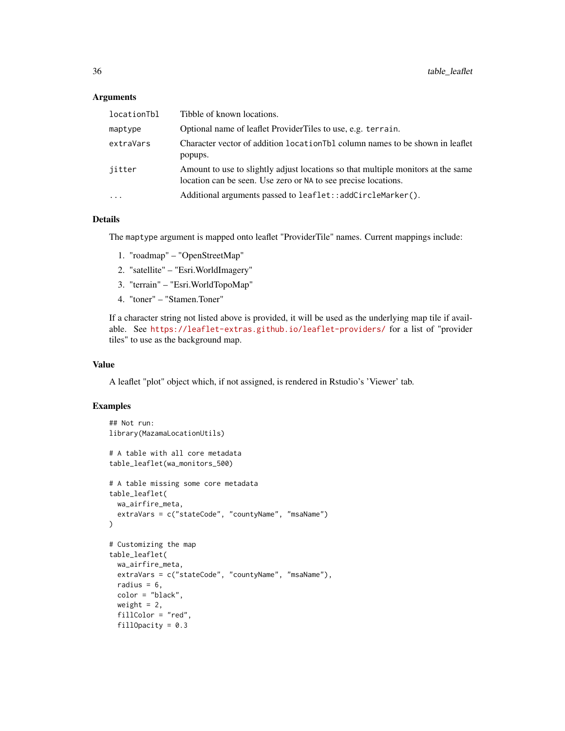### Arguments

| | |
|---|---|
| `locationTbl` | Tibble of known locations. |
| `maptype` | Optional name of leaflet ProviderTiles to use, e.g. `terrain`. |
| `extraVars` | Character vector of addition `locationTbl` column names to be shown in leaflet popups. |
| `jitter` | Amount to use to slightly adjust locations so that multiple monitors at the same location can be seen. Use zero or `NA` to see precise locations. |
| `...` | Additional arguments passed to `leaflet::addCircleMarker()`. |

### Details

The `maptype` argument is mapped onto leaflet "ProviderTile" names. Current mappings include:

1. "roadmap" – "OpenStreetMap"
2. "satellite" – "Esri.WorldImagery"
3. "terrain" – "Esri.WorldTopoMap"
4. "toner" – "Stamen.Toner"

If a character string not listed above is provided, it will be used as the underlying map tile if available. See https://leaflet-extras.github.io/leaflet-providers/ for a list of "provider tiles" to use as the background map.

### Value

A leaflet "plot" object which, if not assigned, is rendered in Rstudio's 'Viewer' tab.

### Examples

```
## Not run:
library(MazamaLocationUtils)

# A table with all core metadata
table_leaflet(wa_monitors_500)

# A table missing some core metadata
table_leaflet(
  wa_airfire_meta,
  extraVars = c("stateCode", "countyName", "msaName")
)

# Customizing the map
table_leaflet(
  wa_airfire_meta,
  extraVars = c("stateCode", "countyName", "msaName"),
  radius = 6,
  color = "black",
  weight = 2,
  fillColor = "red",
  fillOpacity = 0.3
```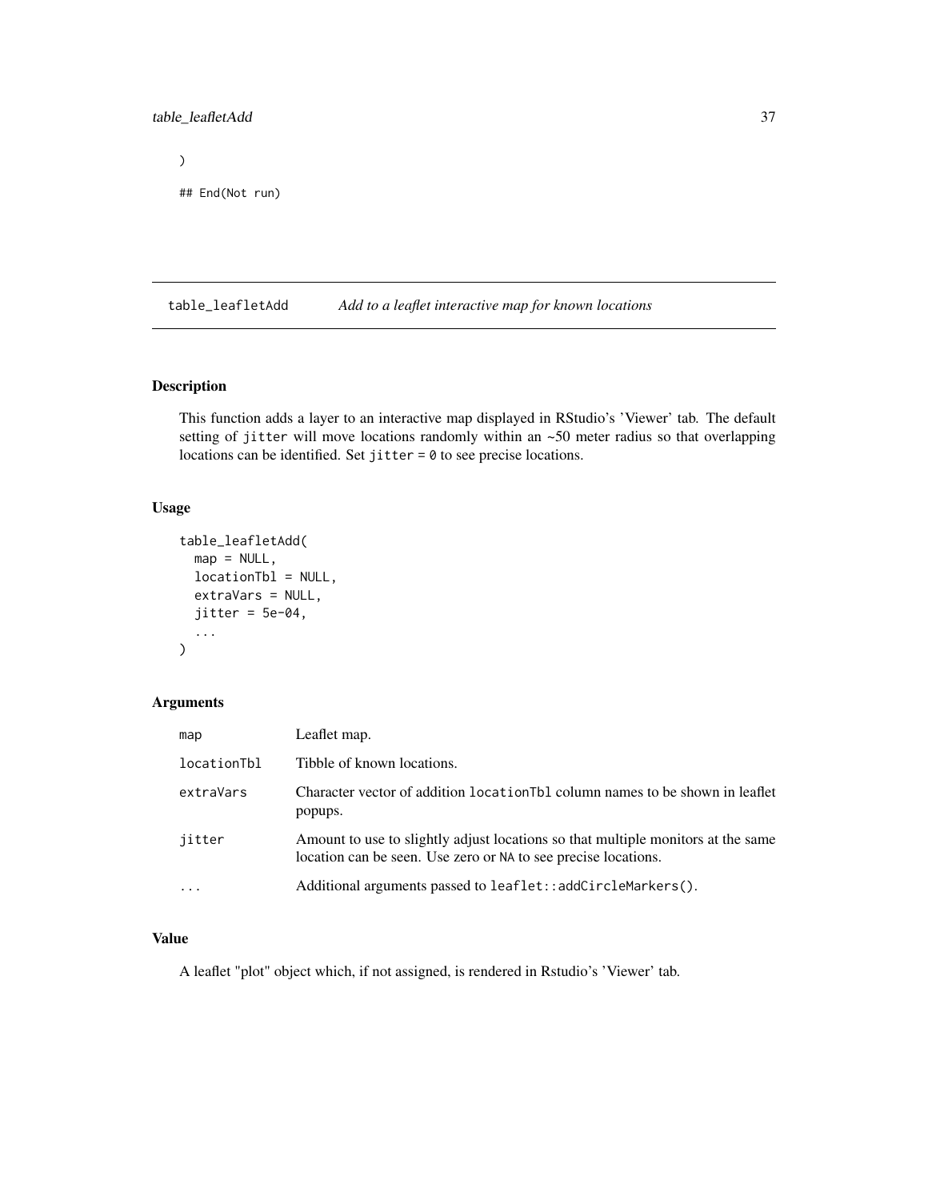```
)

## End(Not run)
```

## table_leafletAdd    *Add to a leaflet interactive map for known locations*

### Description

This function adds a layer to an interactive map displayed in RStudio's 'Viewer' tab. The default setting of `jitter` will move locations randomly within an ~50 meter radius so that overlapping locations can be identified. Set `jitter = 0` to see precise locations.

### Usage

```
table_leafletAdd(
  map = NULL,
  locationTbl = NULL,
  extraVars = NULL,
  jitter = 5e-04,
  ...
)
```

### Arguments

| | |
|---|---|
| `map` | Leaflet map. |
| `locationTbl` | Tibble of known locations. |
| `extraVars` | Character vector of addition `locationTbl` column names to be shown in leaflet popups. |
| `jitter` | Amount to use to slightly adjust locations so that multiple monitors at the same location can be seen. Use zero or `NA` to see precise locations. |
| `...` | Additional arguments passed to `leaflet::addCircleMarkers()`. |

### Value

A leaflet "plot" object which, if not assigned, is rendered in Rstudio's 'Viewer' tab.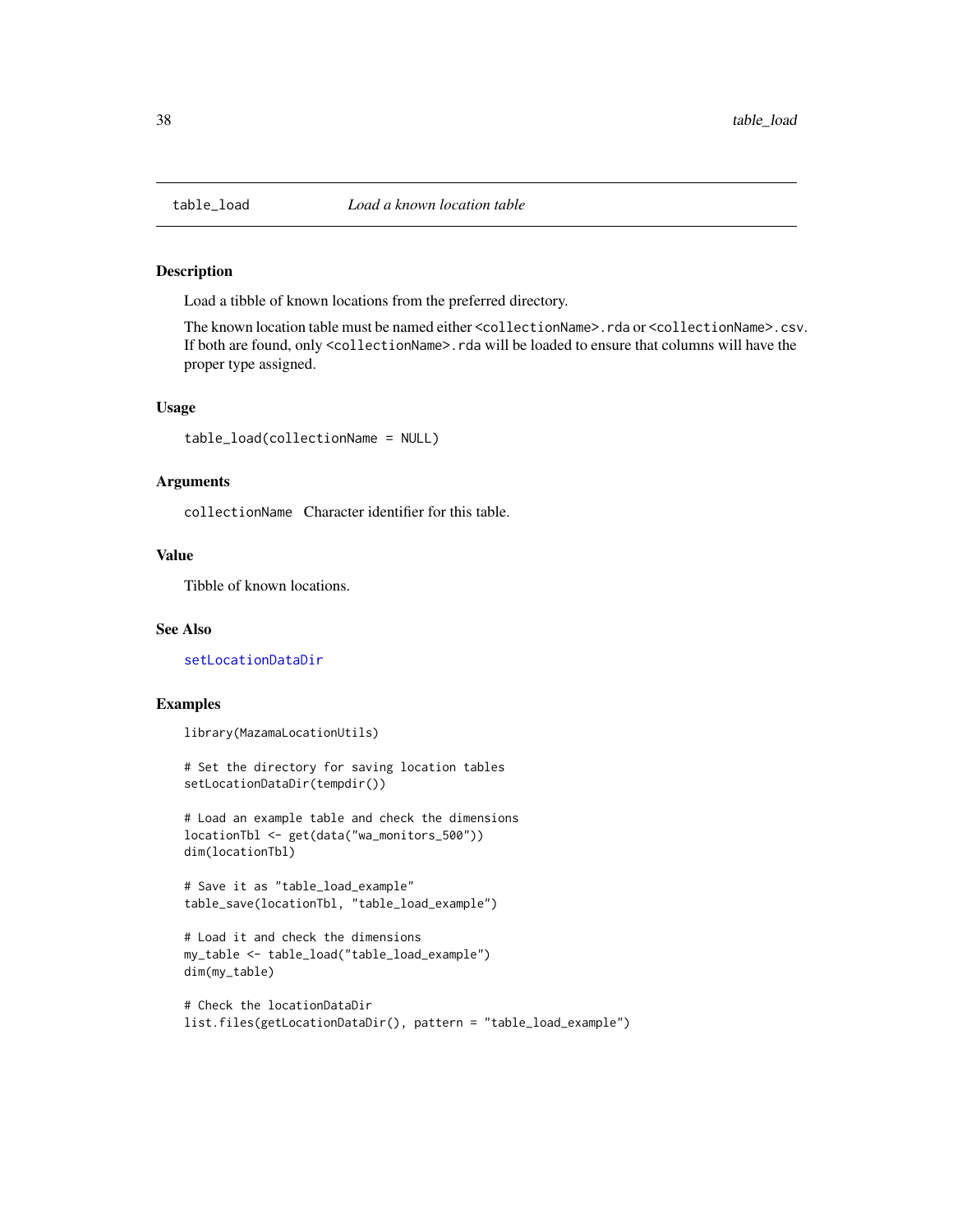## table_load — *Load a known location table*

### Description

Load a tibble of known locations from the preferred directory.

The known location table must be named either `<collectionName>.rda` or `<collectionName>.csv`. If both are found, only `<collectionName>.rda` will be loaded to ensure that columns will have the proper type assigned.

### Usage

```
table_load(collectionName = NULL)
```

### Arguments

`collectionName` Character identifier for this table.

### Value

Tibble of known locations.

### See Also

setLocationDataDir

### Examples

```
library(MazamaLocationUtils)

# Set the directory for saving location tables
setLocationDataDir(tempdir())

# Load an example table and check the dimensions
locationTbl <- get(data("wa_monitors_500"))
dim(locationTbl)

# Save it as "table_load_example"
table_save(locationTbl, "table_load_example")

# Load it and check the dimensions
my_table <- table_load("table_load_example")
dim(my_table)

# Check the locationDataDir
list.files(getLocationDataDir(), pattern = "table_load_example")
```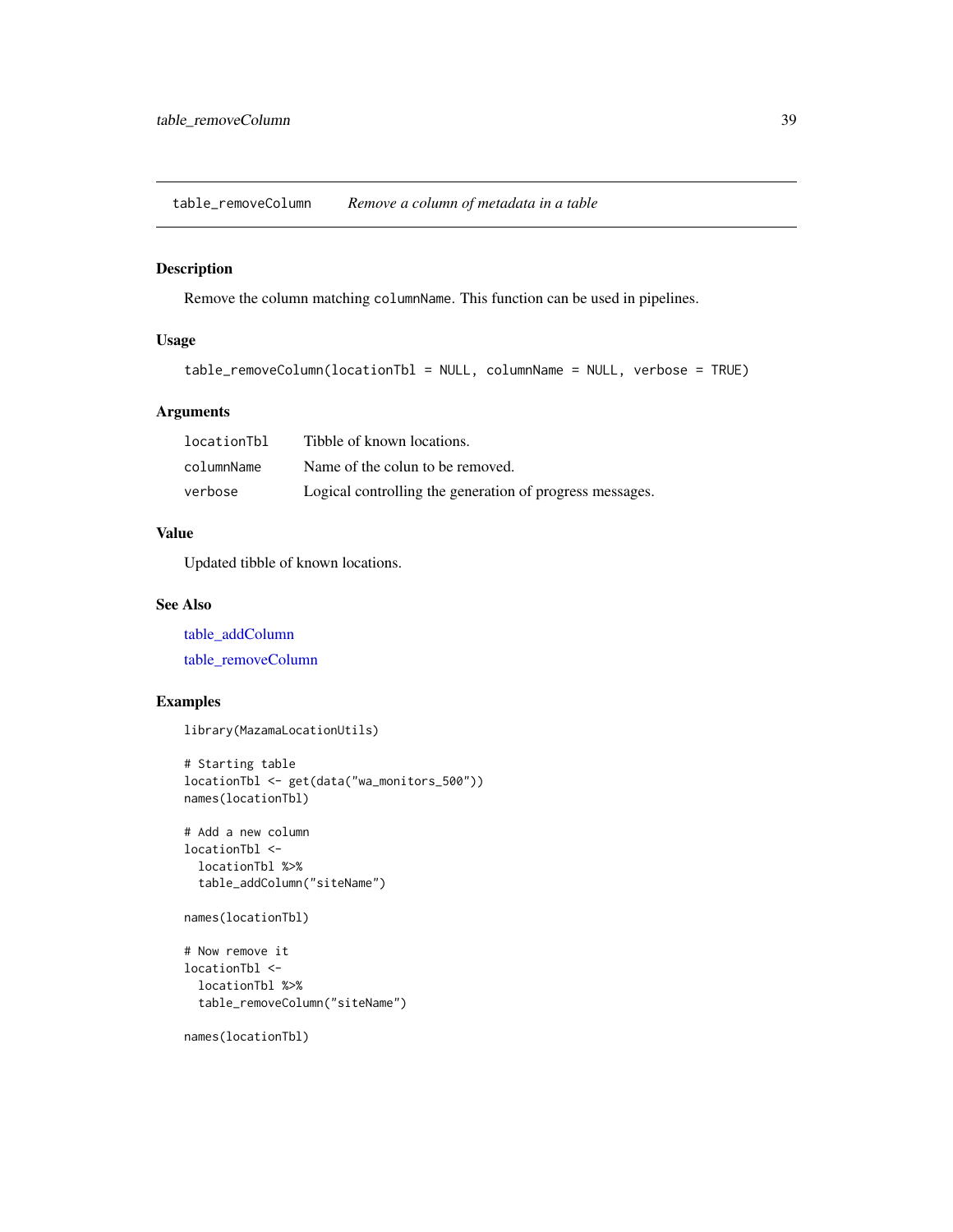## table_removeColumn — *Remove a column of metadata in a table*

### Description

Remove the column matching `columnName`. This function can be used in pipelines.

### Usage

```
table_removeColumn(locationTbl = NULL, columnName = NULL, verbose = TRUE)
```

### Arguments

| | |
|---|---|
| `locationTbl` | Tibble of known locations. |
| `columnName` | Name of the colun to be removed. |
| `verbose` | Logical controlling the generation of progress messages. |

### Value

Updated tibble of known locations.

### See Also

table_addColumn

table_removeColumn

### Examples

```
library(MazamaLocationUtils)

# Starting table
locationTbl <- get(data("wa_monitors_500"))
names(locationTbl)

# Add a new column
locationTbl <-
  locationTbl %>%
  table_addColumn("siteName")

names(locationTbl)

# Now remove it
locationTbl <-
  locationTbl %>%
  table_removeColumn("siteName")

names(locationTbl)
```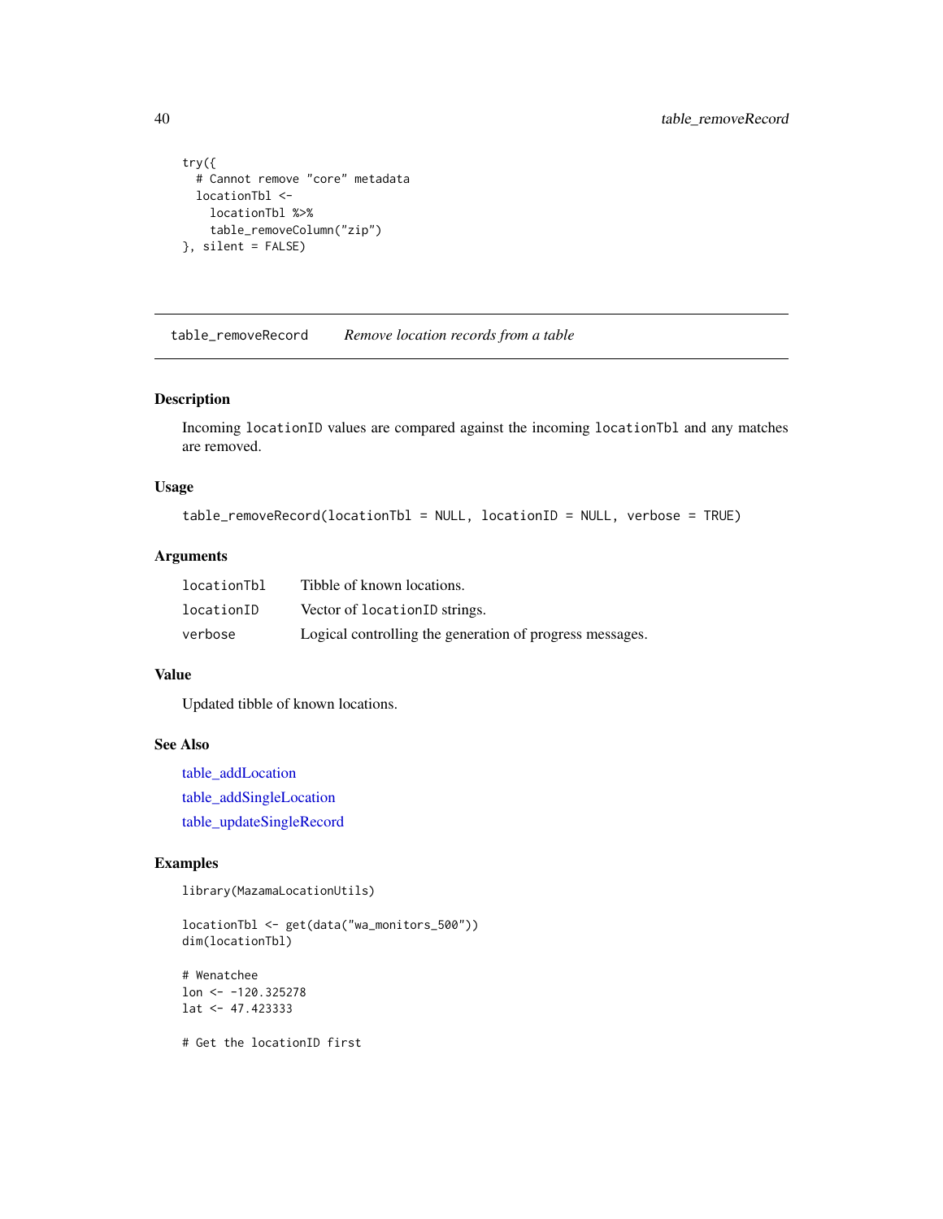```
try({
  # Cannot remove "core" metadata
  locationTbl <-
    locationTbl %>%
    table_removeColumn("zip")
}, silent = FALSE)
```

## table_removeRecord — *Remove location records from a table*

### Description

Incoming `locationID` values are compared against the incoming `locationTbl` and any matches are removed.

### Usage

```
table_removeRecord(locationTbl = NULL, locationID = NULL, verbose = TRUE)
```

### Arguments

| | |
|---|---|
| locationTbl | Tibble of known locations. |
| locationID | Vector of `locationID` strings. |
| verbose | Logical controlling the generation of progress messages. |

### Value

Updated tibble of known locations.

### See Also

table_addLocation
table_addSingleLocation
table_updateSingleRecord

### Examples

```
library(MazamaLocationUtils)

locationTbl <- get(data("wa_monitors_500"))
dim(locationTbl)

# Wenatchee
lon <- -120.325278
lat <- 47.423333

# Get the locationID first
```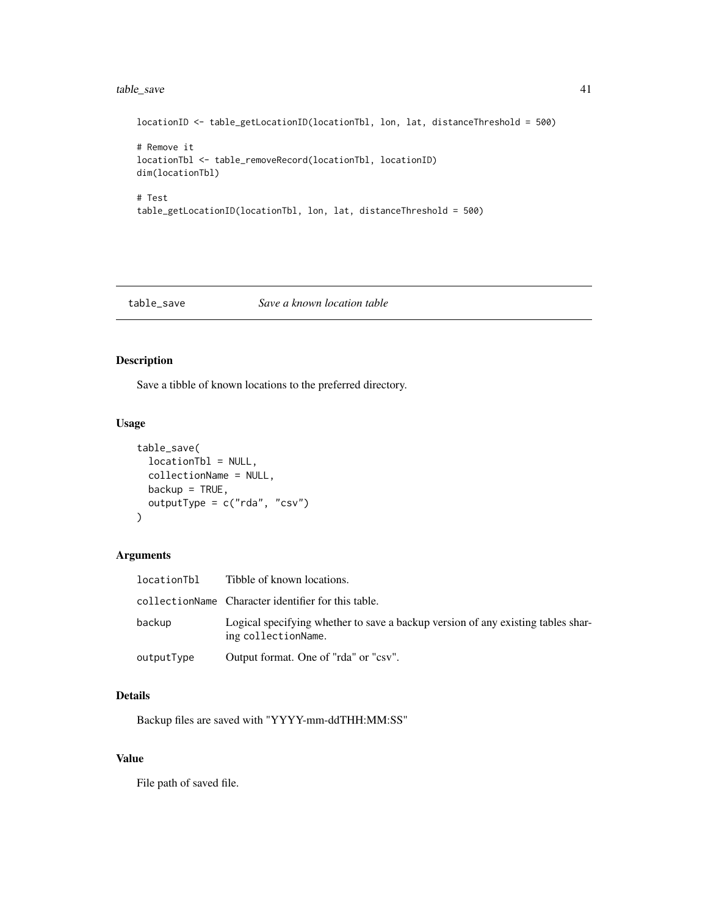```
locationID <- table_getLocationID(locationTbl, lon, lat, distanceThreshold = 500)

# Remove it
locationTbl <- table_removeRecord(locationTbl, locationID)
dim(locationTbl)

# Test
table_getLocationID(locationTbl, lon, lat, distanceThreshold = 500)
```

## table_save — *Save a known location table*

### Description

Save a tibble of known locations to the preferred directory.

### Usage

```
table_save(
  locationTbl = NULL,
  collectionName = NULL,
  backup = TRUE,
  outputType = c("rda", "csv")
)
```

### Arguments

| Argument | Description |
|---|---|
| `locationTbl` | Tibble of known locations. |
| `collectionName` | Character identifier for this table. |
| `backup` | Logical specifying whether to save a backup version of any existing tables sharing `collectionName`. |
| `outputType` | Output format. One of "rda" or "csv". |

### Details

Backup files are saved with "YYYY-mm-ddTHH:MM:SS"

### Value

File path of saved file.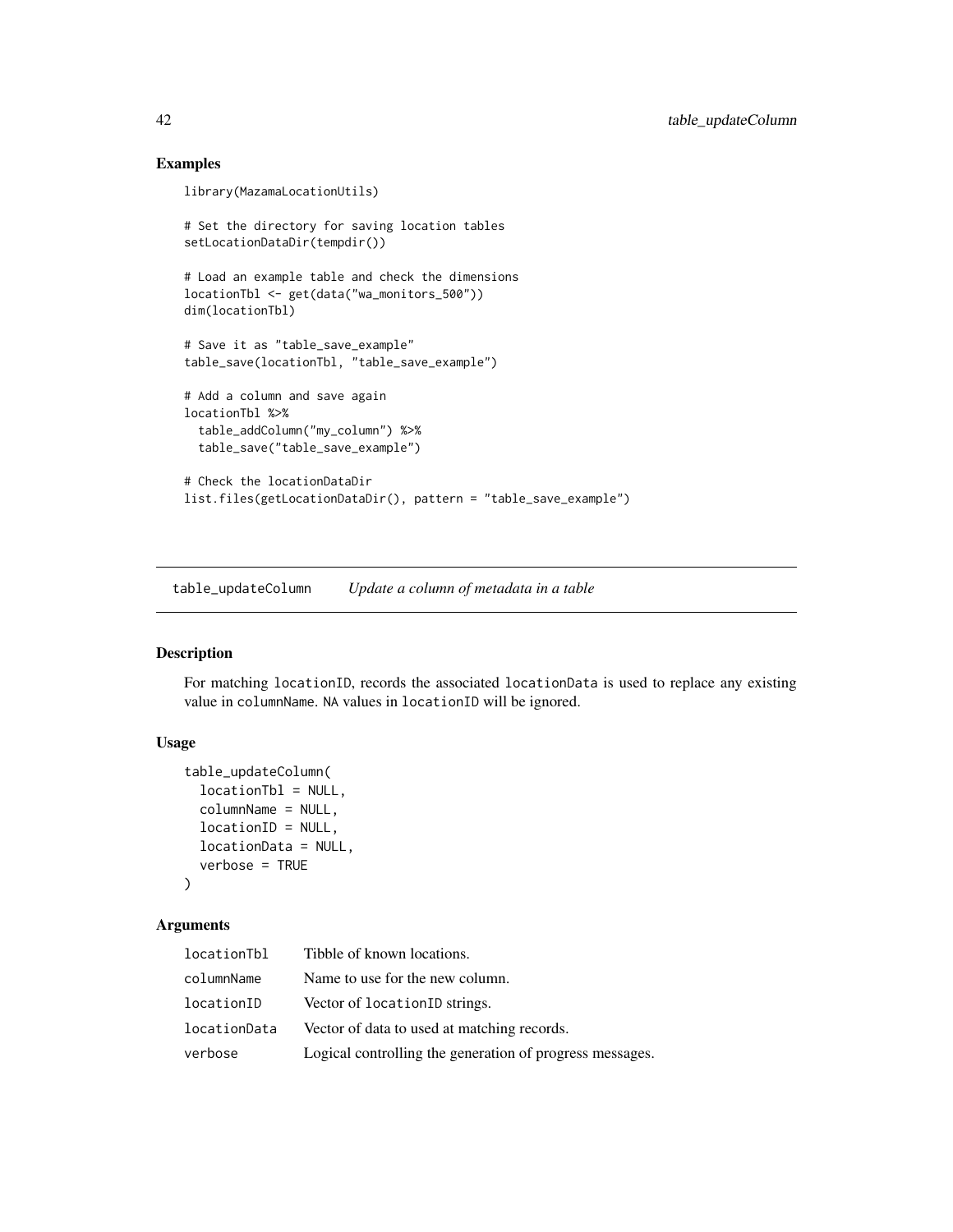## Examples

```
library(MazamaLocationUtils)

# Set the directory for saving location tables
setLocationDataDir(tempdir())

# Load an example table and check the dimensions
locationTbl <- get(data("wa_monitors_500"))
dim(locationTbl)

# Save it as "table_save_example"
table_save(locationTbl, "table_save_example")

# Add a column and save again
locationTbl %>%
  table_addColumn("my_column") %>%
  table_save("table_save_example")

# Check the locationDataDir
list.files(getLocationDataDir(), pattern = "table_save_example")
```

---

# table_updateColumn *Update a column of metadata in a table*

---

## Description

For matching `locationID`, records the associated `locationData` is used to replace any existing value in `columnName`. `NA` values in `locationID` will be ignored.

## Usage

```
table_updateColumn(
  locationTbl = NULL,
  columnName = NULL,
  locationID = NULL,
  locationData = NULL,
  verbose = TRUE
)
```

## Arguments

| | |
|---|---|
| `locationTbl` | Tibble of known locations. |
| `columnName` | Name to use for the new column. |
| `locationID` | Vector of `locationID` strings. |
| `locationData` | Vector of data to used at matching records. |
| `verbose` | Logical controlling the generation of progress messages. |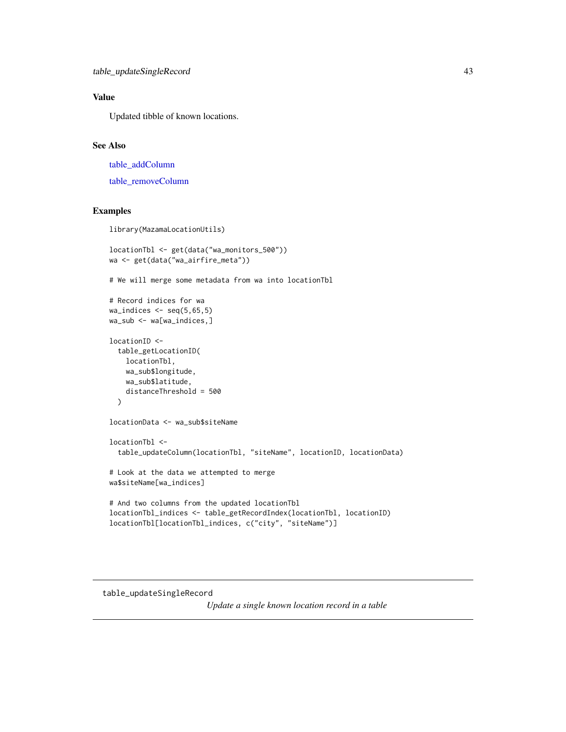## Value

Updated tibble of known locations.

## See Also

table_addColumn

table_removeColumn

## Examples

```
library(MazamaLocationUtils)

locationTbl <- get(data("wa_monitors_500"))
wa <- get(data("wa_airfire_meta"))

# We will merge some metadata from wa into locationTbl

# Record indices for wa
wa_indices <- seq(5,65,5)
wa_sub <- wa[wa_indices,]

locationID <-
  table_getLocationID(
    locationTbl,
    wa_sub$longitude,
    wa_sub$latitude,
    distanceThreshold = 500
  )

locationData <- wa_sub$siteName

locationTbl <-
  table_updateColumn(locationTbl, "siteName", locationID, locationData)

# Look at the data we attempted to merge
wa$siteName[wa_indices]

# And two columns from the updated locationTbl
locationTbl_indices <- table_getRecordIndex(locationTbl, locationID)
locationTbl[locationTbl_indices, c("city", "siteName")]
```

---

# table_updateSingleRecord

*Update a single known location record in a table*

---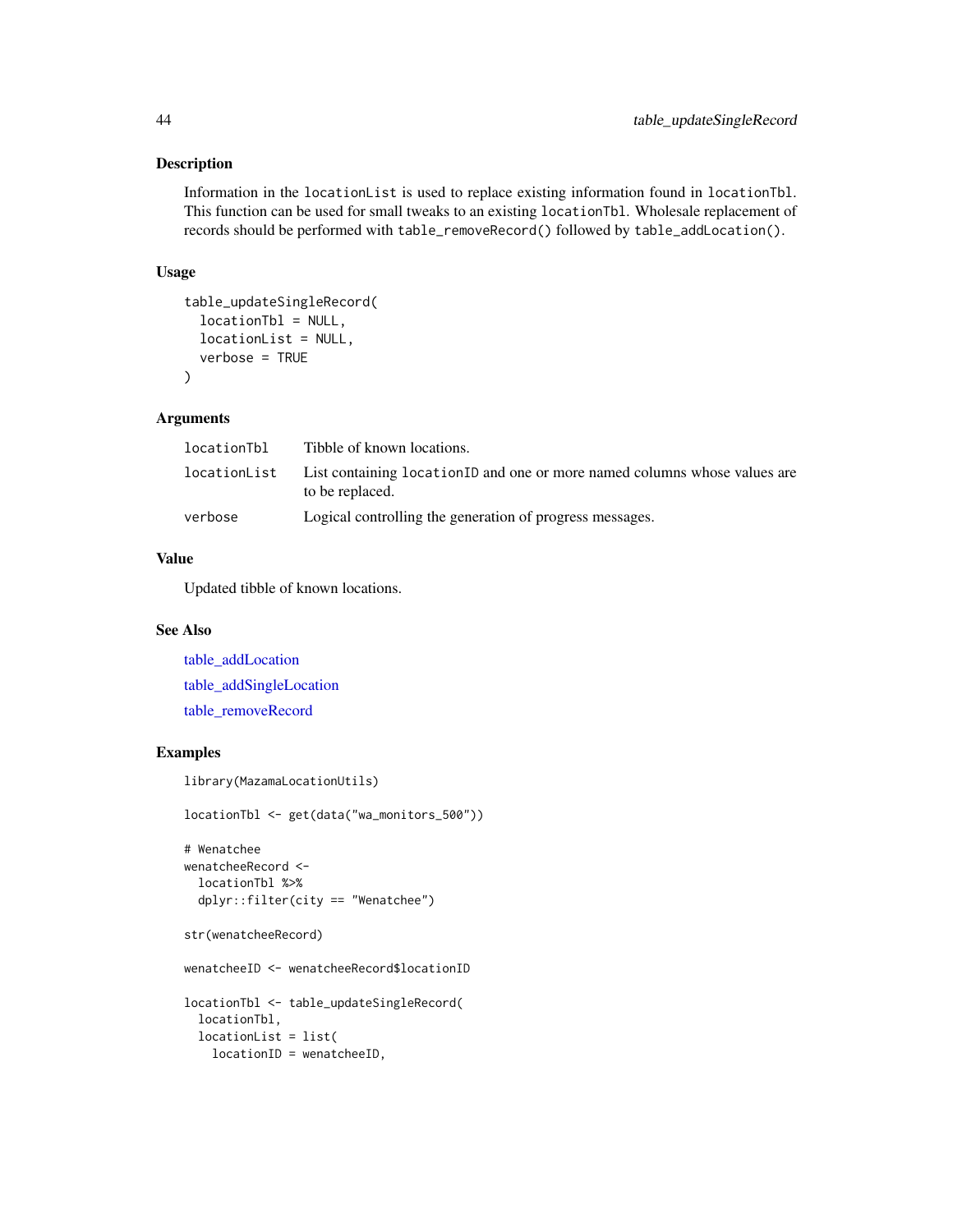### Description

Information in the `locationList` is used to replace existing information found in `locationTbl`. This function can be used for small tweaks to an existing `locationTbl`. Wholesale replacement of records should be performed with `table_removeRecord()` followed by `table_addLocation()`.

### Usage

```
table_updateSingleRecord(
  locationTbl = NULL,
  locationList = NULL,
  verbose = TRUE
)
```

### Arguments

| | |
|---|---|
| locationTbl | Tibble of known locations. |
| locationList | List containing `locationID` and one or more named columns whose values are to be replaced. |
| verbose | Logical controlling the generation of progress messages. |

### Value

Updated tibble of known locations.

### See Also

table_addLocation

table_addSingleLocation

table_removeRecord

### Examples

```
library(MazamaLocationUtils)

locationTbl <- get(data("wa_monitors_500"))

# Wenatchee
wenatcheeRecord <-
  locationTbl %>%
  dplyr::filter(city == "Wenatchee")

str(wenatcheeRecord)

wenatcheeID <- wenatcheeRecord$locationID

locationTbl <- table_updateSingleRecord(
  locationTbl,
  locationList = list(
    locationID = wenatcheeID,
```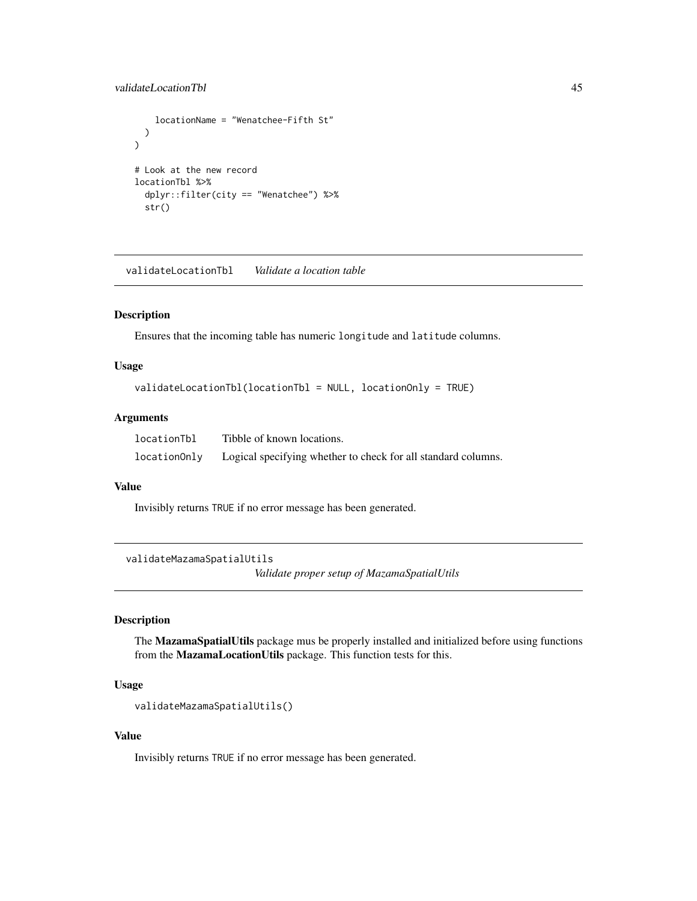```
    locationName = "Wenatchee-Fifth St"
  )
)

# Look at the new record
locationTbl %>%
  dplyr::filter(city == "Wenatchee") %>%
  str()
```

## validateLocationTbl *Validate a location table*

### Description

Ensures that the incoming table has numeric `longitude` and `latitude` columns.

### Usage

```
validateLocationTbl(locationTbl = NULL, locationOnly = TRUE)
```

### Arguments

| | |
|---|---|
| locationTbl | Tibble of known locations. |
| locationOnly | Logical specifying whether to check for all standard columns. |

### Value

Invisibly returns `TRUE` if no error message has been generated.

## validateMazamaSpatialUtils *Validate proper setup of MazamaSpatialUtils*

### Description

The **MazamaSpatialUtils** package mus be properly installed and initialized before using functions from the **MazamaLocationUtils** package. This function tests for this.

### Usage

```
validateMazamaSpatialUtils()
```

### Value

Invisibly returns `TRUE` if no error message has been generated.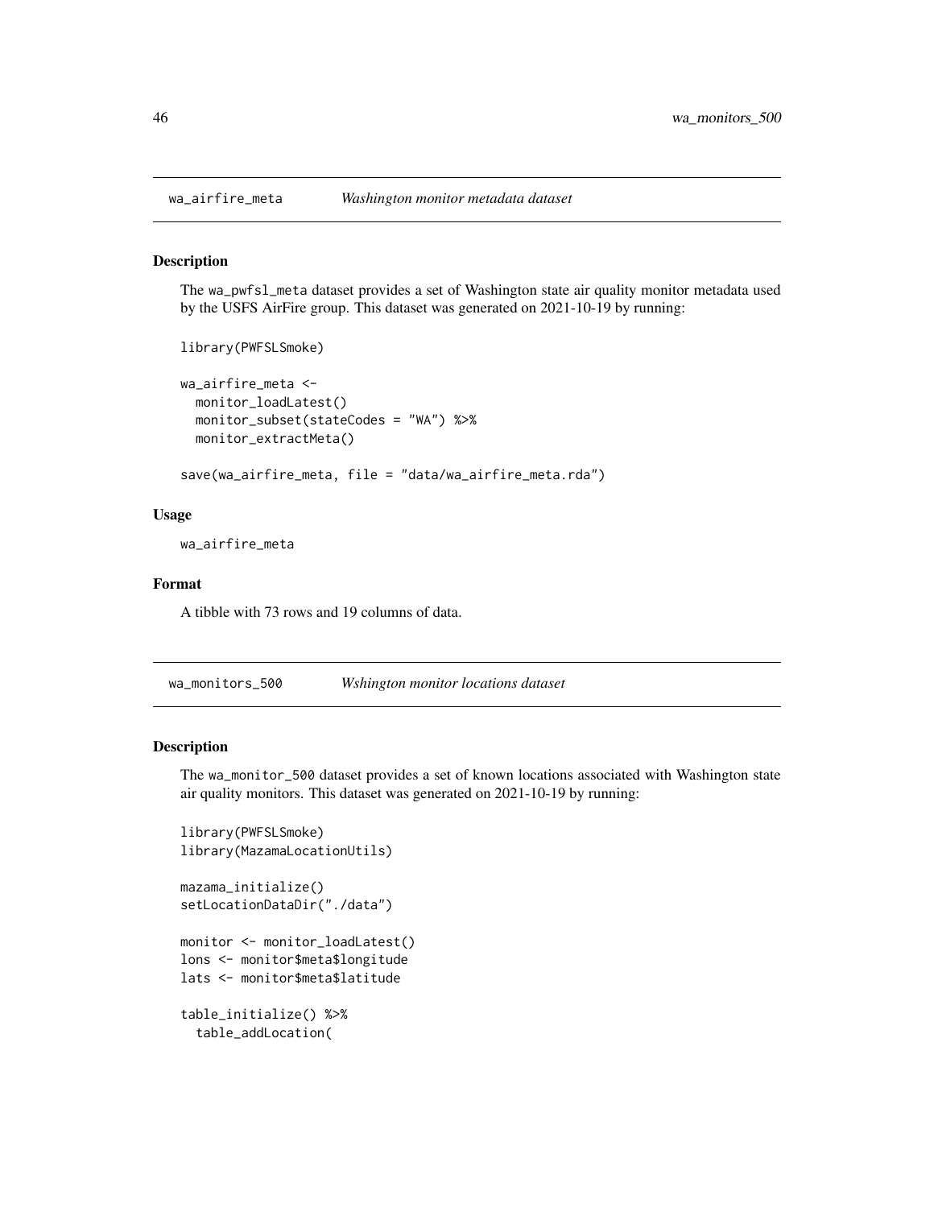## wa_airfire_meta *Washington monitor metadata dataset*

### Description

The wa_pwfsl_meta dataset provides a set of Washington state air quality monitor metadata used by the USFS AirFire group. This dataset was generated on 2021-10-19 by running:

```
library(PWFSLSmoke)

wa_airfire_meta <-
  monitor_loadLatest()
  monitor_subset(stateCodes = "WA") %>%
  monitor_extractMeta()

save(wa_airfire_meta, file = "data/wa_airfire_meta.rda")
```

### Usage

```
wa_airfire_meta
```

### Format

A tibble with 73 rows and 19 columns of data.

## wa_monitors_500 *Wshington monitor locations dataset*

### Description

The wa_monitor_500 dataset provides a set of known locations associated with Washington state air quality monitors. This dataset was generated on 2021-10-19 by running:

```
library(PWFSLSmoke)
library(MazamaLocationUtils)

mazama_initialize()
setLocationDataDir("./data")

monitor <- monitor_loadLatest()
lons <- monitor$meta$longitude
lats <- monitor$meta$latitude

table_initialize() %>%
  table_addLocation(
```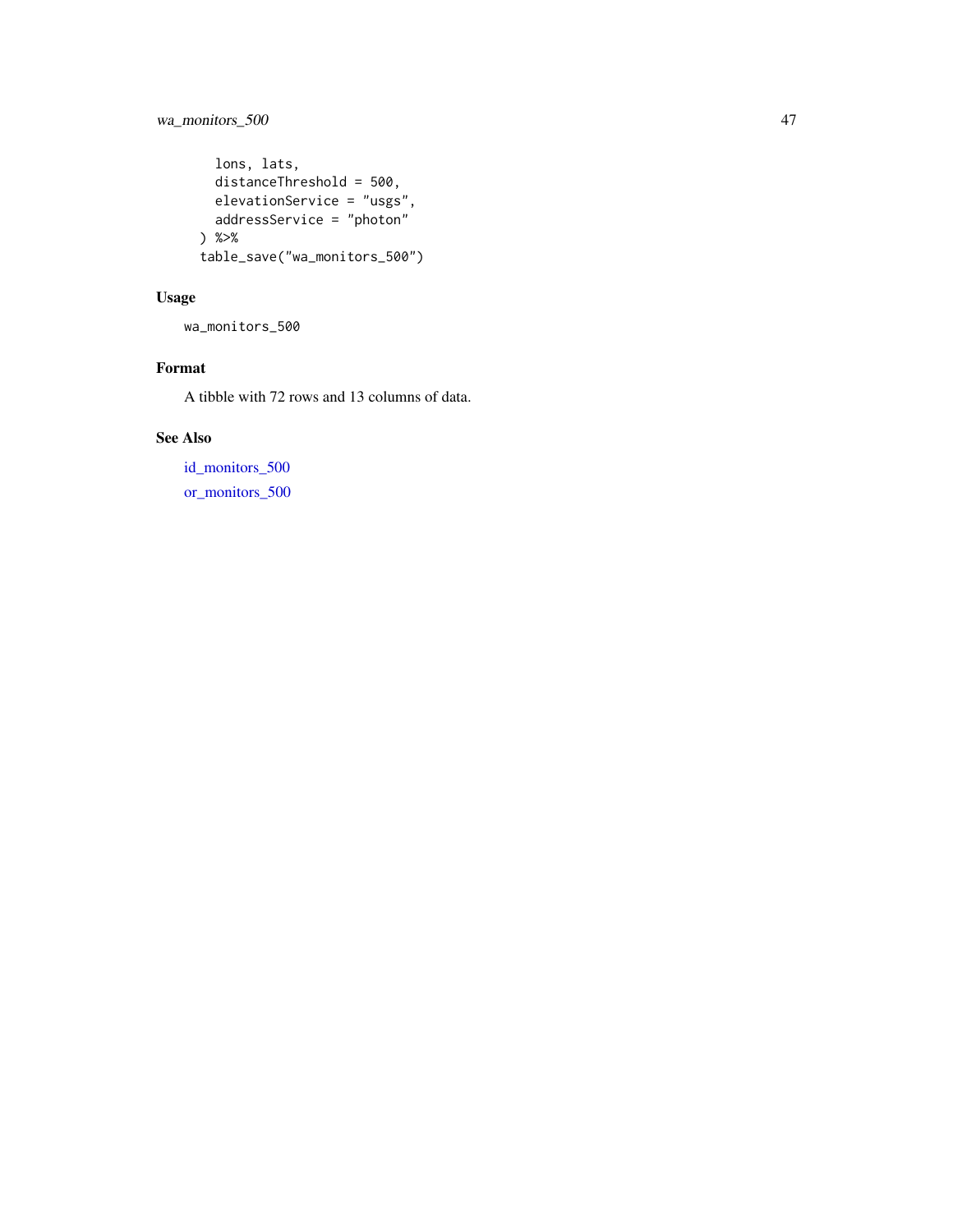```
    lons, lats,
    distanceThreshold = 500,
    elevationService = "usgs",
    addressService = "photon"
  ) %>%
  table_save("wa_monitors_500")
```

## Usage

```
wa_monitors_500
```

## Format

A tibble with 72 rows and 13 columns of data.

## See Also

id_monitors_500

or_monitors_500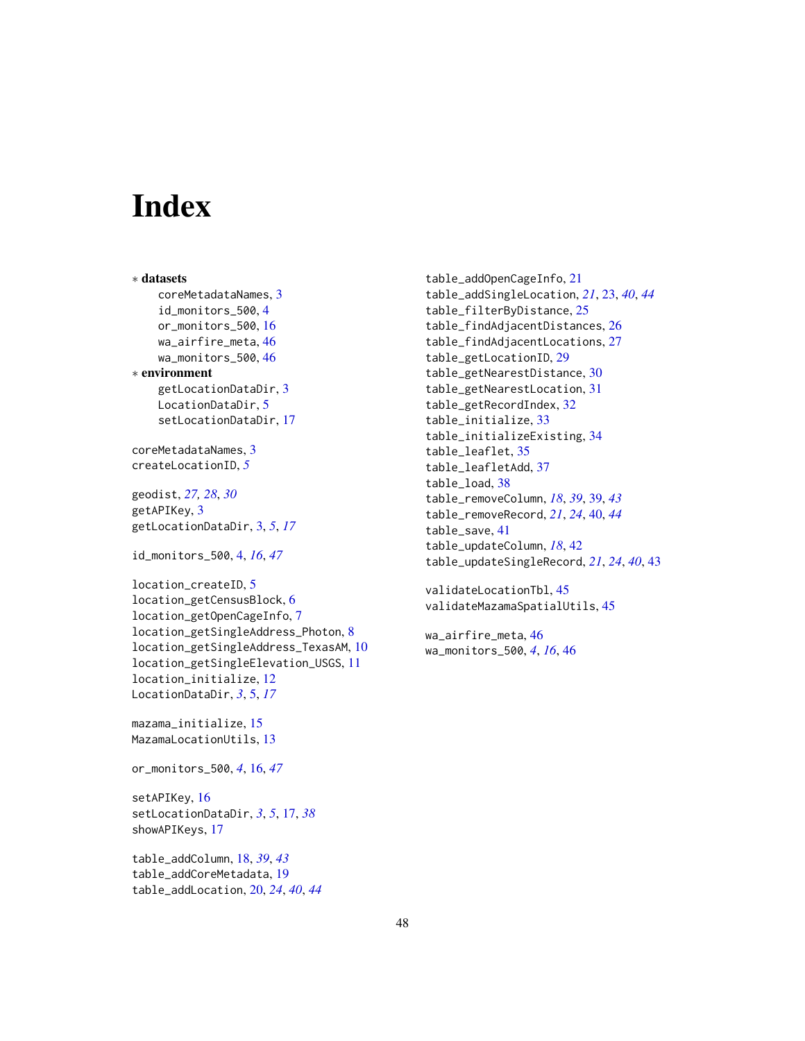# Index

∗ **datasets**
- coreMetadataNames, 3
- id_monitors_500, 4
- or_monitors_500, 16
- wa_airfire_meta, 46
- wa_monitors_500, 46

∗ **environment**
- getLocationDataDir, 3
- LocationDataDir, 5
- setLocationDataDir, 17

coreMetadataNames, 3
createLocationID, *5*

geodist, *27, 28*, *30*
getAPIKey, 3
getLocationDataDir, 3, *5*, *17*

id_monitors_500, 4, *16*, *47*

location_createID, 5
location_getCensusBlock, 6
location_getOpenCageInfo, 7
location_getSingleAddress_Photon, 8
location_getSingleAddress_TexasAM, 10
location_getSingleElevation_USGS, 11
location_initialize, 12
LocationDataDir, *3*, 5, *17*

mazama_initialize, 15
MazamaLocationUtils, 13

or_monitors_500, *4*, 16, *47*

setAPIKey, 16
setLocationDataDir, *3*, *5*, 17, *38*
showAPIKeys, 17

table_addColumn, 18, *39*, *43*
table_addCoreMetadata, 19
table_addLocation, 20, *24*, *40*, *44*
table_addOpenCageInfo, 21
table_addSingleLocation, *21*, 23, *40*, *44*
table_filterByDistance, 25
table_findAdjacentDistances, 26
table_findAdjacentLocations, 27
table_getLocationID, 29
table_getNearestDistance, 30
table_getNearestLocation, 31
table_getRecordIndex, 32
table_initialize, 33
table_initializeExisting, 34
table_leaflet, 35
table_leafletAdd, 37
table_load, 38
table_removeColumn, *18*, *39*, 39, *43*
table_removeRecord, *21*, *24*, 40, *44*
table_save, 41
table_updateColumn, *18*, 42
table_updateSingleRecord, *21*, *24*, *40*, 43

validateLocationTbl, 45
validateMazamaSpatialUtils, 45

wa_airfire_meta, 46
wa_monitors_500, *4*, *16*, 46